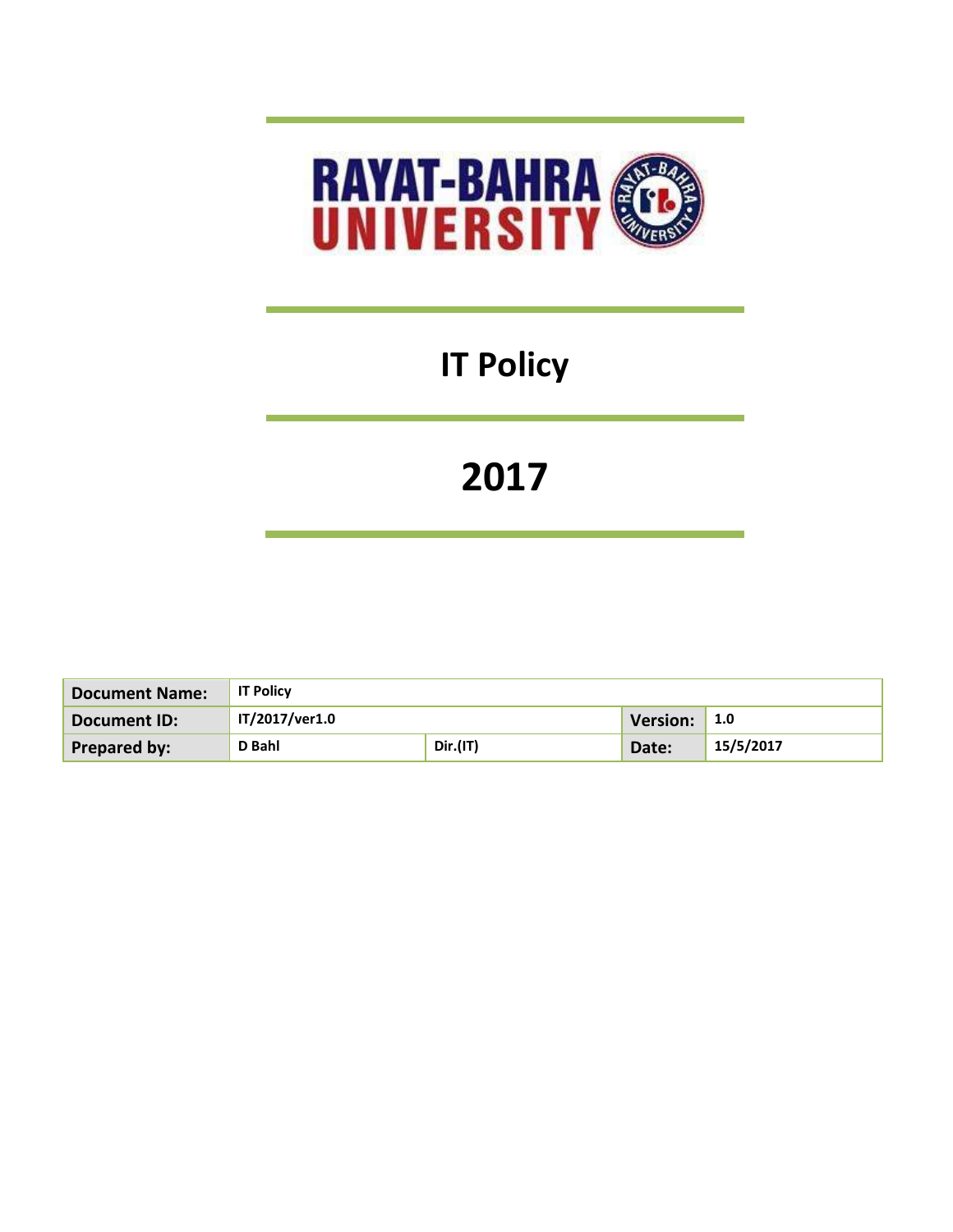# RAYAT-BAHRA UNIVERSITY

# IT Policy

# 2017

| Document Name: | IT Policy | | | |
|---|---|---|---|---|
| Document ID: | IT/2017/ver1.0 | | Version: | 1.0 |
| Prepared by: | D Bahl | Dir.(IT) | Date: | 15/5/2017 |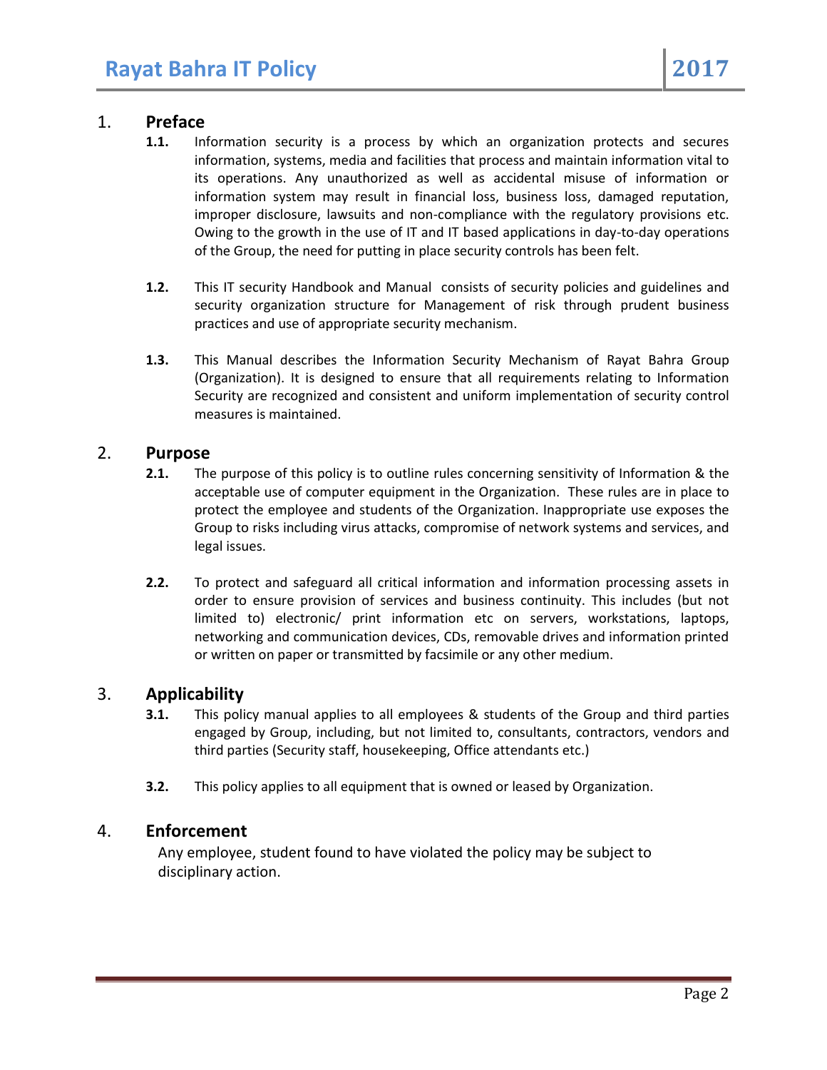## 1. Preface

**1.1.** Information security is a process by which an organization protects and secures information, systems, media and facilities that process and maintain information vital to its operations. Any unauthorized as well as accidental misuse of information or information system may result in financial loss, business loss, damaged reputation, improper disclosure, lawsuits and non-compliance with the regulatory provisions etc. Owing to the growth in the use of IT and IT based applications in day-to-day operations of the Group, the need for putting in place security controls has been felt.

**1.2.** This IT security Handbook and Manual consists of security policies and guidelines and security organization structure for Management of risk through prudent business practices and use of appropriate security mechanism.

**1.3.** This Manual describes the Information Security Mechanism of Rayat Bahra Group (Organization). It is designed to ensure that all requirements relating to Information Security are recognized and consistent and uniform implementation of security control measures is maintained.

## 2. Purpose

**2.1.** The purpose of this policy is to outline rules concerning sensitivity of Information & the acceptable use of computer equipment in the Organization. These rules are in place to protect the employee and students of the Organization. Inappropriate use exposes the Group to risks including virus attacks, compromise of network systems and services, and legal issues.

**2.2.** To protect and safeguard all critical information and information processing assets in order to ensure provision of services and business continuity. This includes (but not limited to) electronic/ print information etc on servers, workstations, laptops, networking and communication devices, CDs, removable drives and information printed or written on paper or transmitted by facsimile or any other medium.

## 3. Applicability

**3.1.** This policy manual applies to all employees & students of the Group and third parties engaged by Group, including, but not limited to, consultants, contractors, vendors and third parties (Security staff, housekeeping, Office attendants etc.)

**3.2.** This policy applies to all equipment that is owned or leased by Organization.

## 4. Enforcement

Any employee, student found to have violated the policy may be subject to disciplinary action.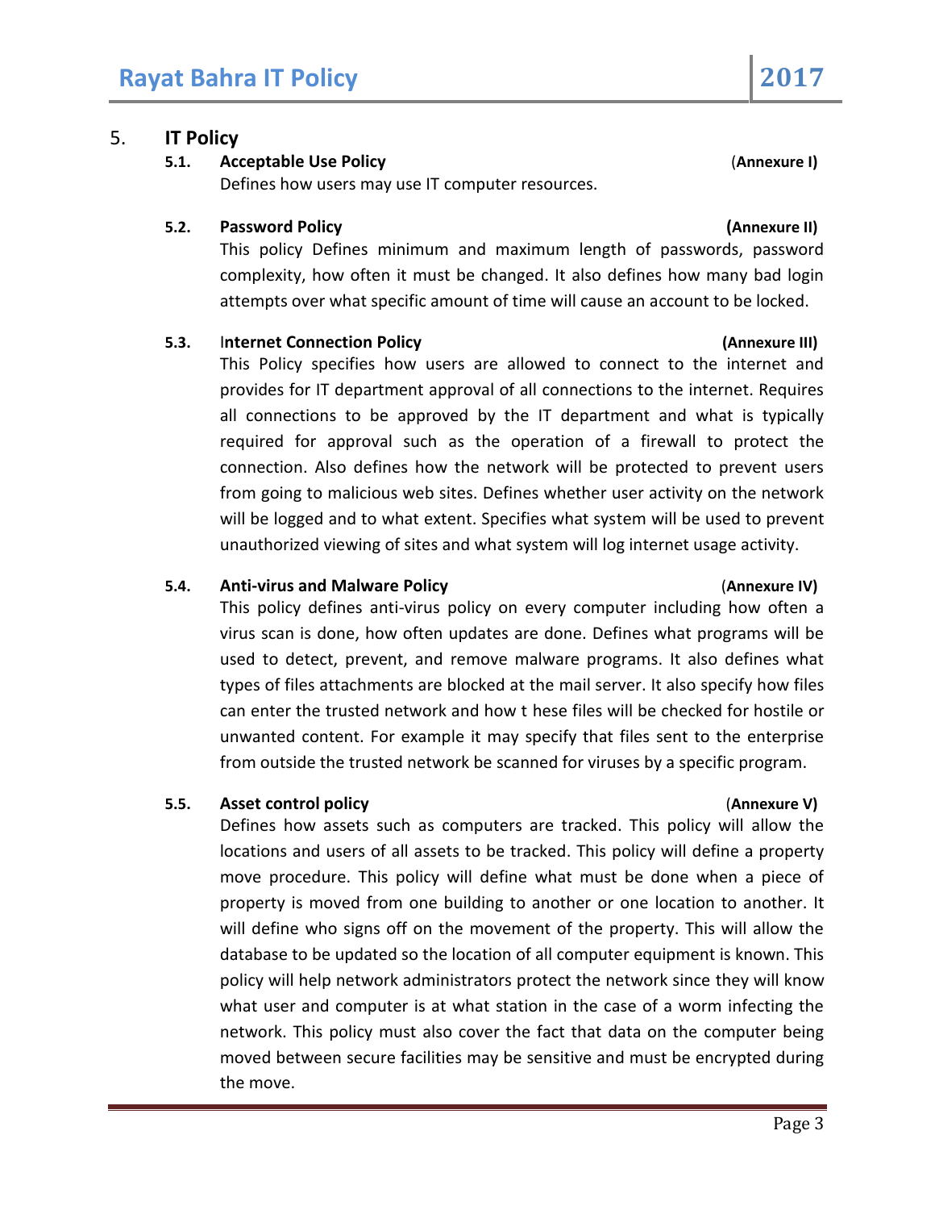# 5. IT Policy

### 5.1. Acceptable Use Policy (Annexure I)

Defines how users may use IT computer resources.

### 5.2. Password Policy (Annexure II)

This policy Defines minimum and maximum length of passwords, password complexity, how often it must be changed. It also defines how many bad login attempts over what specific amount of time will cause an account to be locked.

### 5.3. Internet Connection Policy (Annexure III)

This Policy specifies how users are allowed to connect to the internet and provides for IT department approval of all connections to the internet. Requires all connections to be approved by the IT department and what is typically required for approval such as the operation of a firewall to protect the connection. Also defines how the network will be protected to prevent users from going to malicious web sites. Defines whether user activity on the network will be logged and to what extent. Specifies what system will be used to prevent unauthorized viewing of sites and what system will log internet usage activity.

### 5.4. Anti-virus and Malware Policy (Annexure IV)

This policy defines anti-virus policy on every computer including how often a virus scan is done, how often updates are done. Defines what programs will be used to detect, prevent, and remove malware programs. It also defines what types of files attachments are blocked at the mail server. It also specify how files can enter the trusted network and how t hese files will be checked for hostile or unwanted content. For example it may specify that files sent to the enterprise from outside the trusted network be scanned for viruses by a specific program.

### 5.5. Asset control policy (Annexure V)

Defines how assets such as computers are tracked. This policy will allow the locations and users of all assets to be tracked. This policy will define a property move procedure. This policy will define what must be done when a piece of property is moved from one building to another or one location to another. It will define who signs off on the movement of the property. This will allow the database to be updated so the location of all computer equipment is known. This policy will help network administrators protect the network since they will know what user and computer is at what station in the case of a worm infecting the network. This policy must also cover the fact that data on the computer being moved between secure facilities may be sensitive and must be encrypted during the move.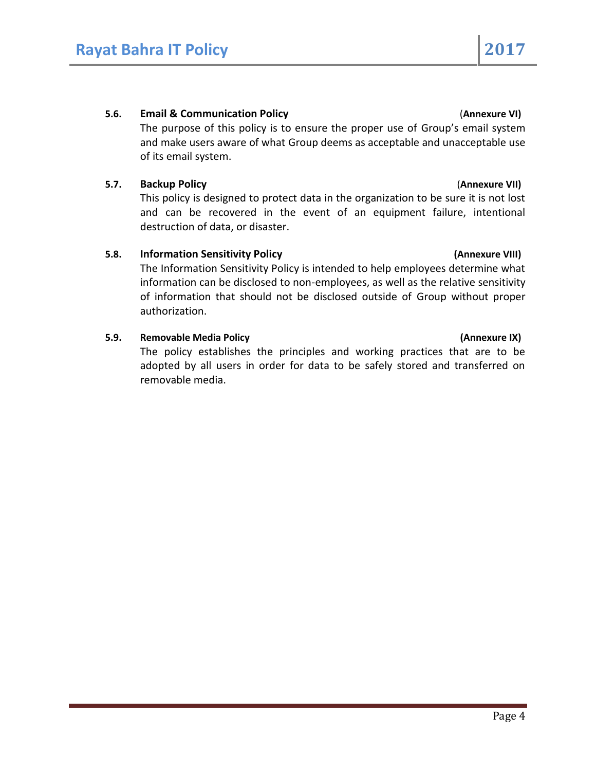### 5.6. Email & Communication Policy (Annexure VI)

The purpose of this policy is to ensure the proper use of Group's email system and make users aware of what Group deems as acceptable and unacceptable use of its email system.

### 5.7. Backup Policy (Annexure VII)

This policy is designed to protect data in the organization to be sure it is not lost and can be recovered in the event of an equipment failure, intentional destruction of data, or disaster.

### 5.8. Information Sensitivity Policy (Annexure VIII)

The Information Sensitivity Policy is intended to help employees determine what information can be disclosed to non-employees, as well as the relative sensitivity of information that should not be disclosed outside of Group without proper authorization.

### 5.9. Removable Media Policy (Annexure IX)

The policy establishes the principles and working practices that are to be adopted by all users in order for data to be safely stored and transferred on removable media.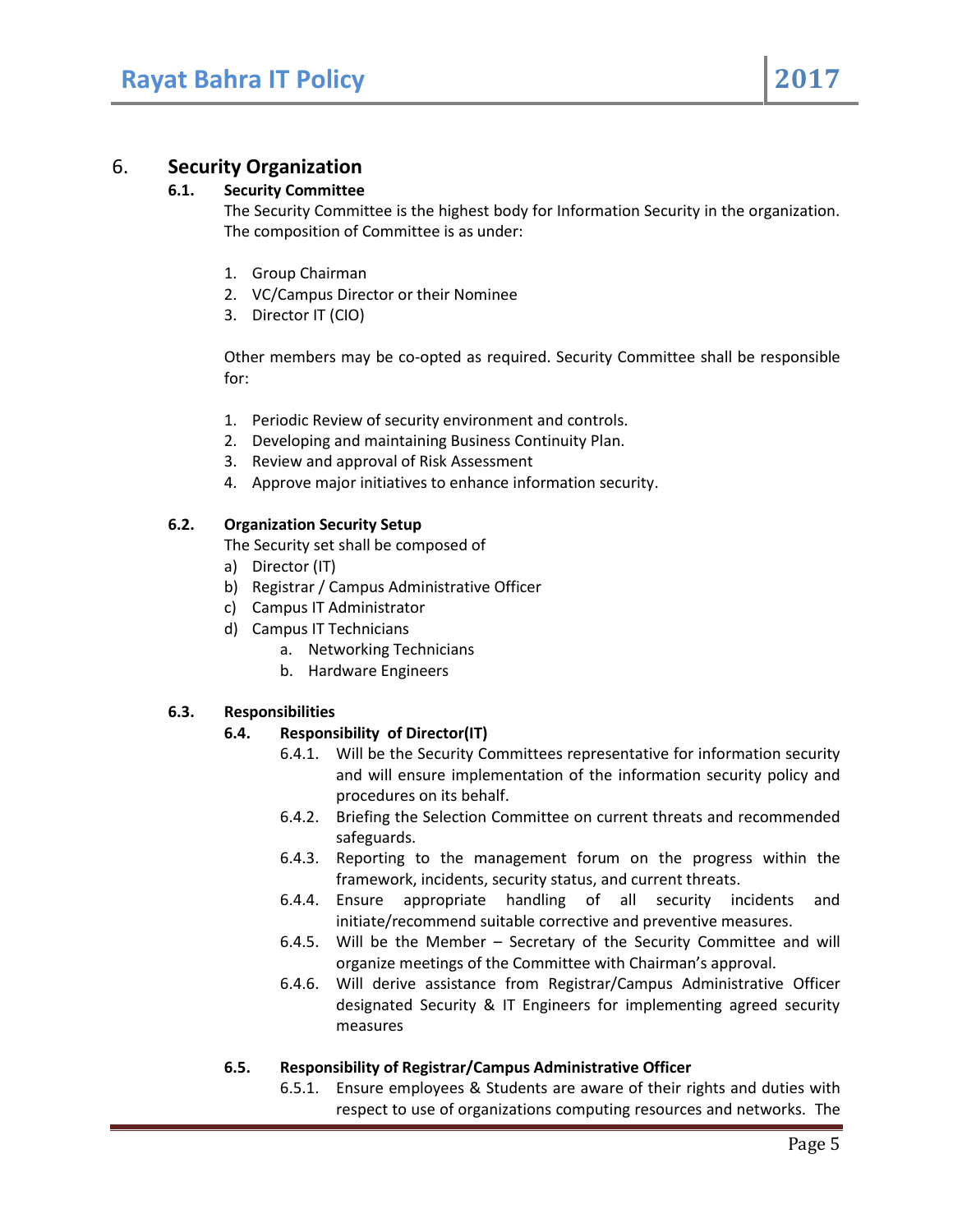# 6. Security Organization

## 6.1. Security Committee

The Security Committee is the highest body for Information Security in the organization. The composition of Committee is as under:

1. Group Chairman
2. VC/Campus Director or their Nominee
3. Director IT (CIO)

Other members may be co-opted as required. Security Committee shall be responsible for:

1. Periodic Review of security environment and controls.
2. Developing and maintaining Business Continuity Plan.
3. Review and approval of Risk Assessment
4. Approve major initiatives to enhance information security.

## 6.2. Organization Security Setup

The Security set shall be composed of

a) Director (IT)
b) Registrar / Campus Administrative Officer
c) Campus IT Administrator
d) Campus IT Technicians
   a. Networking Technicians
   b. Hardware Engineers

## 6.3. Responsibilities

### 6.4. Responsibility of Director(IT)

6.4.1. Will be the Security Committees representative for information security and will ensure implementation of the information security policy and procedures on its behalf.

6.4.2. Briefing the Selection Committee on current threats and recommended safeguards.

6.4.3. Reporting to the management forum on the progress within the framework, incidents, security status, and current threats.

6.4.4. Ensure appropriate handling of all security incidents and initiate/recommend suitable corrective and preventive measures.

6.4.5. Will be the Member – Secretary of the Security Committee and will organize meetings of the Committee with Chairman's approval.

6.4.6. Will derive assistance from Registrar/Campus Administrative Officer designated Security & IT Engineers for implementing agreed security measures

### 6.5. Responsibility of Registrar/Campus Administrative Officer

6.5.1. Ensure employees & Students are aware of their rights and duties with respect to use of organizations computing resources and networks. The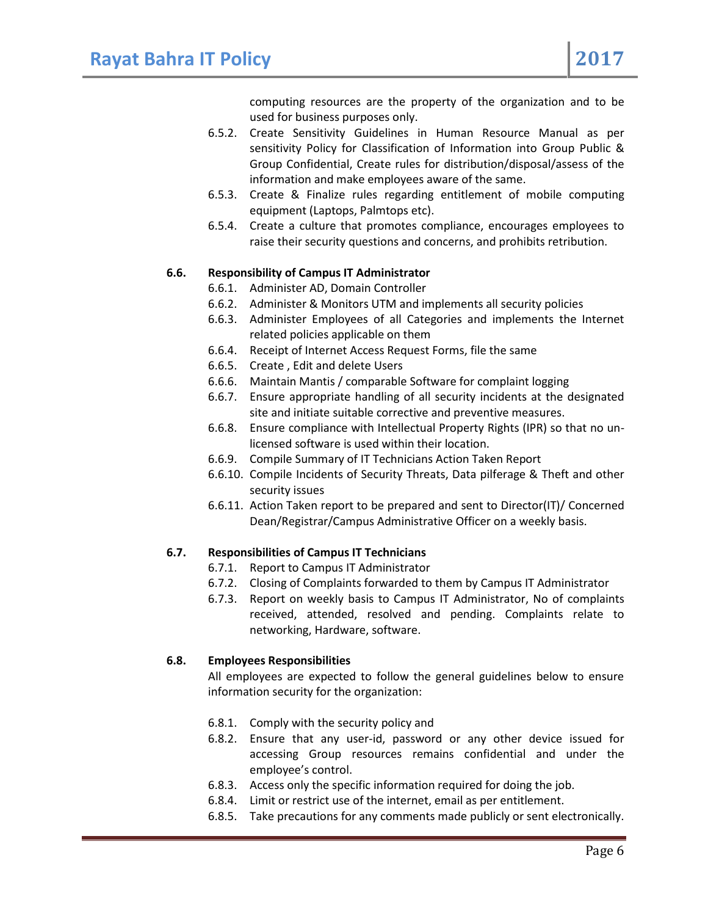computing resources are the property of the organization and to be used for business purposes only.

- 6.5.2. Create Sensitivity Guidelines in Human Resource Manual as per sensitivity Policy for Classification of Information into Group Public & Group Confidential, Create rules for distribution/disposal/assess of the information and make employees aware of the same.
- 6.5.3. Create & Finalize rules regarding entitlement of mobile computing equipment (Laptops, Palmtops etc).
- 6.5.4. Create a culture that promotes compliance, encourages employees to raise their security questions and concerns, and prohibits retribution.

**6.6. Responsibility of Campus IT Administrator**

- 6.6.1. Administer AD, Domain Controller
- 6.6.2. Administer & Monitors UTM and implements all security policies
- 6.6.3. Administer Employees of all Categories and implements the Internet related policies applicable on them
- 6.6.4. Receipt of Internet Access Request Forms, file the same
- 6.6.5. Create , Edit and delete Users
- 6.6.6. Maintain Mantis / comparable Software for complaint logging
- 6.6.7. Ensure appropriate handling of all security incidents at the designated site and initiate suitable corrective and preventive measures.
- 6.6.8. Ensure compliance with Intellectual Property Rights (IPR) so that no un-licensed software is used within their location.
- 6.6.9. Compile Summary of IT Technicians Action Taken Report
- 6.6.10. Compile Incidents of Security Threats, Data pilferage & Theft and other security issues
- 6.6.11. Action Taken report to be prepared and sent to Director(IT)/ Concerned Dean/Registrar/Campus Administrative Officer on a weekly basis.

**6.7. Responsibilities of Campus IT Technicians**

- 6.7.1. Report to Campus IT Administrator
- 6.7.2. Closing of Complaints forwarded to them by Campus IT Administrator
- 6.7.3. Report on weekly basis to Campus IT Administrator, No of complaints received, attended, resolved and pending. Complaints relate to networking, Hardware, software.

**6.8. Employees Responsibilities**

All employees are expected to follow the general guidelines below to ensure information security for the organization:

- 6.8.1. Comply with the security policy and
- 6.8.2. Ensure that any user-id, password or any other device issued for accessing Group resources remains confidential and under the employee's control.
- 6.8.3. Access only the specific information required for doing the job.
- 6.8.4. Limit or restrict use of the internet, email as per entitlement.
- 6.8.5. Take precautions for any comments made publicly or sent electronically.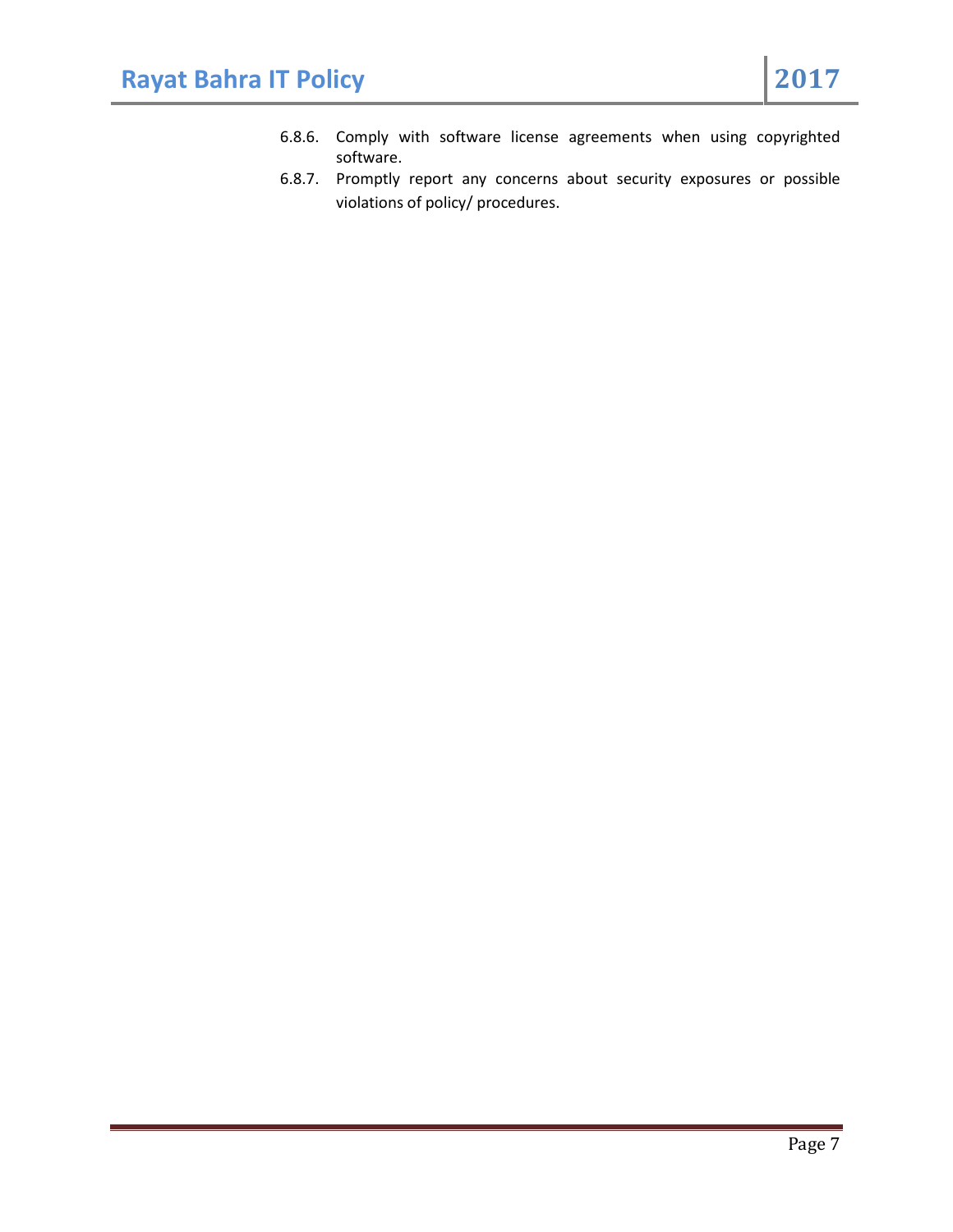6.8.6. Comply with software license agreements when using copyrighted software.

6.8.7. Promptly report any concerns about security exposures or possible violations of policy/ procedures.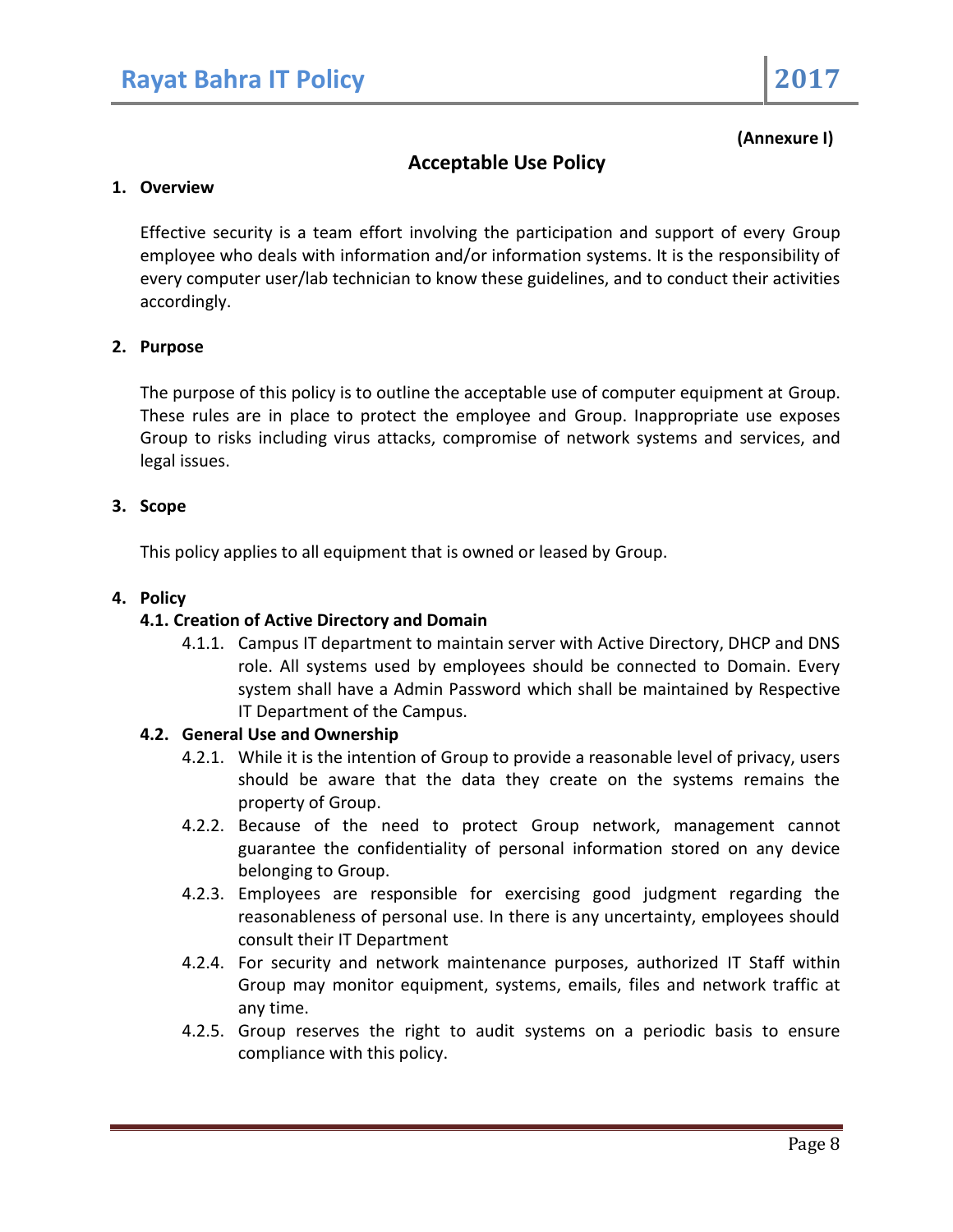(Annexure I)

# Acceptable Use Policy

## 1. Overview

Effective security is a team effort involving the participation and support of every Group employee who deals with information and/or information systems. It is the responsibility of every computer user/lab technician to know these guidelines, and to conduct their activities accordingly.

## 2. Purpose

The purpose of this policy is to outline the acceptable use of computer equipment at Group. These rules are in place to protect the employee and Group. Inappropriate use exposes Group to risks including virus attacks, compromise of network systems and services, and legal issues.

## 3. Scope

This policy applies to all equipment that is owned or leased by Group.

## 4. Policy

### 4.1. Creation of Active Directory and Domain

4.1.1. Campus IT department to maintain server with Active Directory, DHCP and DNS role. All systems used by employees should be connected to Domain. Every system shall have a Admin Password which shall be maintained by Respective IT Department of the Campus.

### 4.2. General Use and Ownership

4.2.1. While it is the intention of Group to provide a reasonable level of privacy, users should be aware that the data they create on the systems remains the property of Group.

4.2.2. Because of the need to protect Group network, management cannot guarantee the confidentiality of personal information stored on any device belonging to Group.

4.2.3. Employees are responsible for exercising good judgment regarding the reasonableness of personal use. In there is any uncertainty, employees should consult their IT Department

4.2.4. For security and network maintenance purposes, authorized IT Staff within Group may monitor equipment, systems, emails, files and network traffic at any time.

4.2.5. Group reserves the right to audit systems on a periodic basis to ensure compliance with this policy.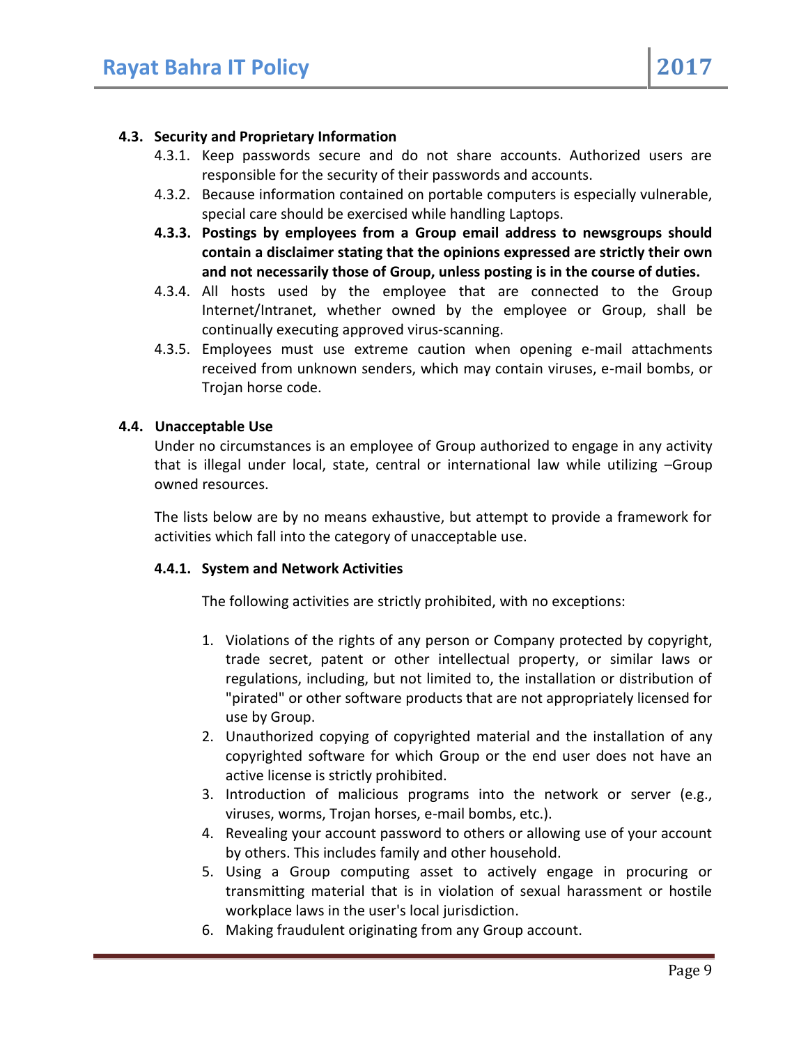### 4.3. Security and Proprietary Information

4.3.1. Keep passwords secure and do not share accounts. Authorized users are responsible for the security of their passwords and accounts.

4.3.2. Because information contained on portable computers is especially vulnerable, special care should be exercised while handling Laptops.

**4.3.3. Postings by employees from a Group email address to newsgroups should contain a disclaimer stating that the opinions expressed are strictly their own and not necessarily those of Group, unless posting is in the course of duties.**

4.3.4. All hosts used by the employee that are connected to the Group Internet/Intranet, whether owned by the employee or Group, shall be continually executing approved virus-scanning.

4.3.5. Employees must use extreme caution when opening e-mail attachments received from unknown senders, which may contain viruses, e-mail bombs, or Trojan horse code.

### 4.4. Unacceptable Use

Under no circumstances is an employee of Group authorized to engage in any activity that is illegal under local, state, central or international law while utilizing –Group owned resources.

The lists below are by no means exhaustive, but attempt to provide a framework for activities which fall into the category of unacceptable use.

#### 4.4.1. System and Network Activities

The following activities are strictly prohibited, with no exceptions:

1. Violations of the rights of any person or Company protected by copyright, trade secret, patent or other intellectual property, or similar laws or regulations, including, but not limited to, the installation or distribution of "pirated" or other software products that are not appropriately licensed for use by Group.
2. Unauthorized copying of copyrighted material and the installation of any copyrighted software for which Group or the end user does not have an active license is strictly prohibited.
3. Introduction of malicious programs into the network or server (e.g., viruses, worms, Trojan horses, e-mail bombs, etc.).
4. Revealing your account password to others or allowing use of your account by others. This includes family and other household.
5. Using a Group computing asset to actively engage in procuring or transmitting material that is in violation of sexual harassment or hostile workplace laws in the user's local jurisdiction.
6. Making fraudulent originating from any Group account.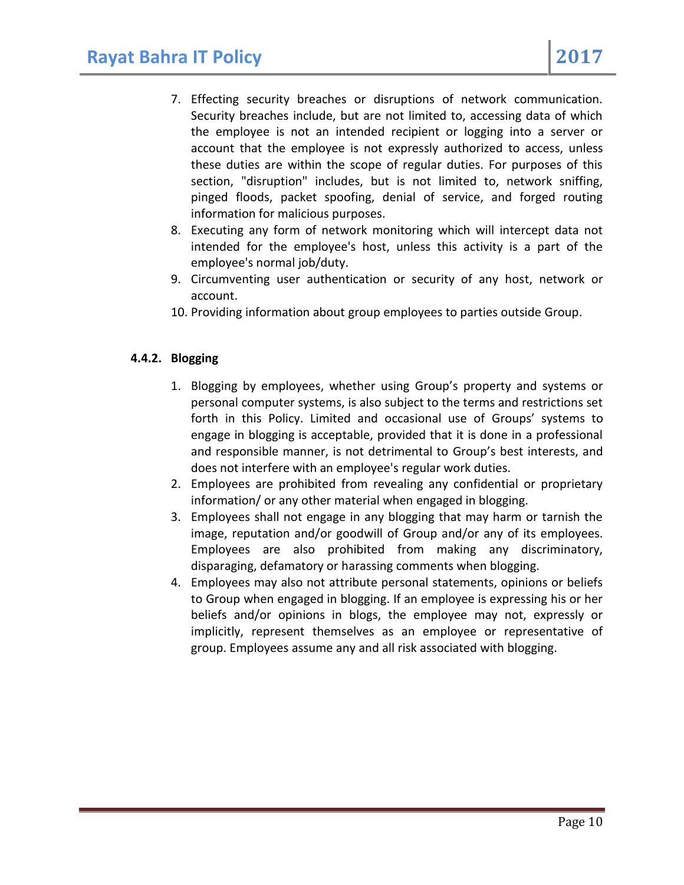7. Effecting security breaches or disruptions of network communication. Security breaches include, but are not limited to, accessing data of which the employee is not an intended recipient or logging into a server or account that the employee is not expressly authorized to access, unless these duties are within the scope of regular duties. For purposes of this section, "disruption" includes, but is not limited to, network sniffing, pinged floods, packet spoofing, denial of service, and forged routing information for malicious purposes.
8. Executing any form of network monitoring which will intercept data not intended for the employee's host, unless this activity is a part of the employee's normal job/duty.
9. Circumventing user authentication or security of any host, network or account.
10. Providing information about group employees to parties outside Group.

#### 4.4.2. Blogging

1. Blogging by employees, whether using Group's property and systems or personal computer systems, is also subject to the terms and restrictions set forth in this Policy. Limited and occasional use of Groups' systems to engage in blogging is acceptable, provided that it is done in a professional and responsible manner, is not detrimental to Group's best interests, and does not interfere with an employee's regular work duties.
2. Employees are prohibited from revealing any confidential or proprietary information/ or any other material when engaged in blogging.
3. Employees shall not engage in any blogging that may harm or tarnish the image, reputation and/or goodwill of Group and/or any of its employees. Employees are also prohibited from making any discriminatory, disparaging, defamatory or harassing comments when blogging.
4. Employees may also not attribute personal statements, opinions or beliefs to Group when engaged in blogging. If an employee is expressing his or her beliefs and/or opinions in blogs, the employee may not, expressly or implicitly, represent themselves as an employee or representative of group. Employees assume any and all risk associated with blogging.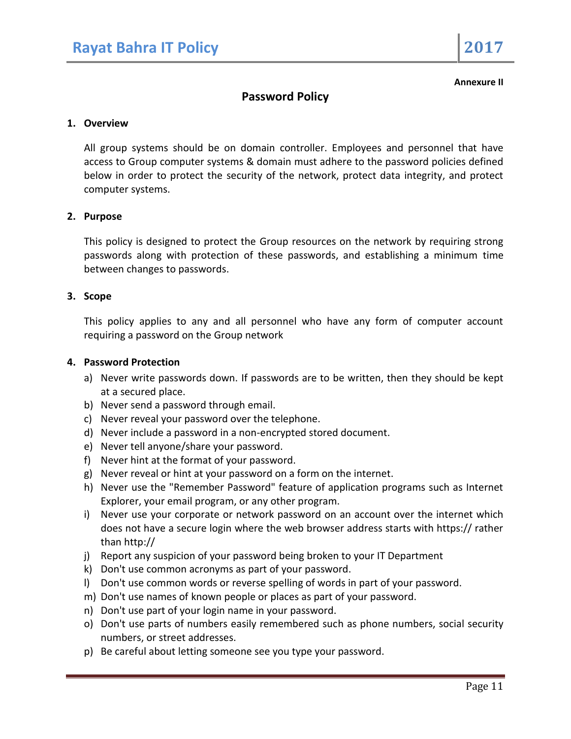**Annexure II**

## Password Policy

### 1. Overview

All group systems should be on domain controller. Employees and personnel that have access to Group computer systems & domain must adhere to the password policies defined below in order to protect the security of the network, protect data integrity, and protect computer systems.

### 2. Purpose

This policy is designed to protect the Group resources on the network by requiring strong passwords along with protection of these passwords, and establishing a minimum time between changes to passwords.

### 3. Scope

This policy applies to any and all personnel who have any form of computer account requiring a password on the Group network

### 4. Password Protection

a) Never write passwords down. If passwords are to be written, then they should be kept at a secured place.
b) Never send a password through email.
c) Never reveal your password over the telephone.
d) Never include a password in a non-encrypted stored document.
e) Never tell anyone/share your password.
f) Never hint at the format of your password.
g) Never reveal or hint at your password on a form on the internet.
h) Never use the "Remember Password" feature of application programs such as Internet Explorer, your email program, or any other program.
i) Never use your corporate or network password on an account over the internet which does not have a secure login where the web browser address starts with https:// rather than http://
j) Report any suspicion of your password being broken to your IT Department
k) Don't use common acronyms as part of your password.
l) Don't use common words or reverse spelling of words in part of your password.
m) Don't use names of known people or places as part of your password.
n) Don't use part of your login name in your password.
o) Don't use parts of numbers easily remembered such as phone numbers, social security numbers, or street addresses.
p) Be careful about letting someone see you type your password.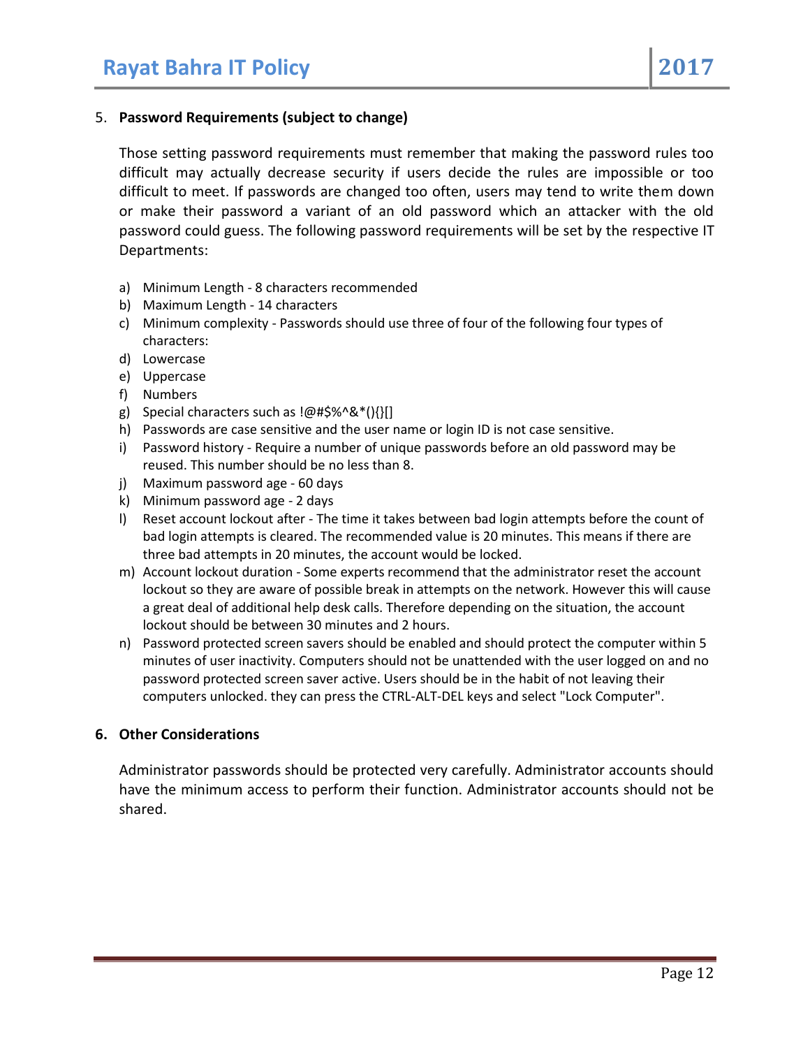5. **Password Requirements (subject to change)**

Those setting password requirements must remember that making the password rules too difficult may actually decrease security if users decide the rules are impossible or too difficult to meet. If passwords are changed too often, users may tend to write them down or make their password a variant of an old password which an attacker with the old password could guess. The following password requirements will be set by the respective IT Departments:

a) Minimum Length - 8 characters recommended
b) Maximum Length - 14 characters
c) Minimum complexity - Passwords should use three of four of the following four types of characters:
d) Lowercase
e) Uppercase
f) Numbers
g) Special characters such as !@#$%^&*(){}[]
h) Passwords are case sensitive and the user name or login ID is not case sensitive.
i) Password history - Require a number of unique passwords before an old password may be reused. This number should be no less than 8.
j) Maximum password age - 60 days
k) Minimum password age - 2 days
l) Reset account lockout after - The time it takes between bad login attempts before the count of bad login attempts is cleared. The recommended value is 20 minutes. This means if there are three bad attempts in 20 minutes, the account would be locked.
m) Account lockout duration - Some experts recommend that the administrator reset the account lockout so they are aware of possible break in attempts on the network. However this will cause a great deal of additional help desk calls. Therefore depending on the situation, the account lockout should be between 30 minutes and 2 hours.
n) Password protected screen savers should be enabled and should protect the computer within 5 minutes of user inactivity. Computers should not be unattended with the user logged on and no password protected screen saver active. Users should be in the habit of not leaving their computers unlocked. they can press the CTRL-ALT-DEL keys and select "Lock Computer".

6. **Other Considerations**

Administrator passwords should be protected very carefully. Administrator accounts should have the minimum access to perform their function. Administrator accounts should not be shared.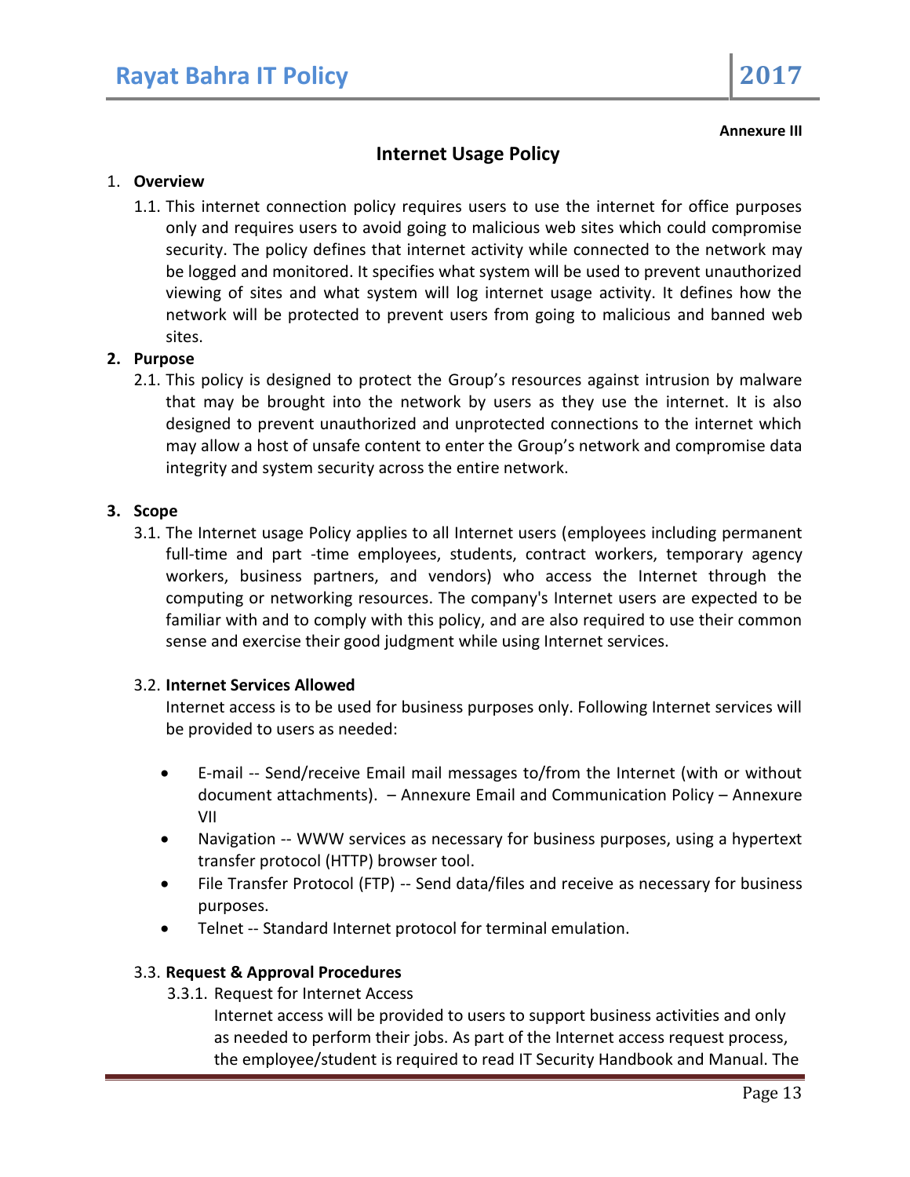Annexure III

## Internet Usage Policy

1. **Overview**
   1.1. This internet connection policy requires users to use the internet for office purposes only and requires users to avoid going to malicious web sites which could compromise security. The policy defines that internet activity while connected to the network may be logged and monitored. It specifies what system will be used to prevent unauthorized viewing of sites and what system will log internet usage activity. It defines how the network will be protected to prevent users from going to malicious and banned web sites.

2. **Purpose**
   2.1. This policy is designed to protect the Group's resources against intrusion by malware that may be brought into the network by users as they use the internet. It is also designed to prevent unauthorized and unprotected connections to the internet which may allow a host of unsafe content to enter the Group's network and compromise data integrity and system security across the entire network.

3. **Scope**
   3.1. The Internet usage Policy applies to all Internet users (employees including permanent full-time and part -time employees, students, contract workers, temporary agency workers, business partners, and vendors) who access the Internet through the computing or networking resources. The company's Internet users are expected to be familiar with and to comply with this policy, and are also required to use their common sense and exercise their good judgment while using Internet services.

   3.2. **Internet Services Allowed**
   Internet access is to be used for business purposes only. Following Internet services will be provided to users as needed:

   - E-mail -- Send/receive Email mail messages to/from the Internet (with or without document attachments). – Annexure Email and Communication Policy – Annexure VII
   - Navigation -- WWW services as necessary for business purposes, using a hypertext transfer protocol (HTTP) browser tool.
   - File Transfer Protocol (FTP) -- Send data/files and receive as necessary for business purposes.
   - Telnet -- Standard Internet protocol for terminal emulation.

   3.3. **Request & Approval Procedures**
   3.3.1. Request for Internet Access
   Internet access will be provided to users to support business activities and only as needed to perform their jobs. As part of the Internet access request process, the employee/student is required to read IT Security Handbook and Manual. The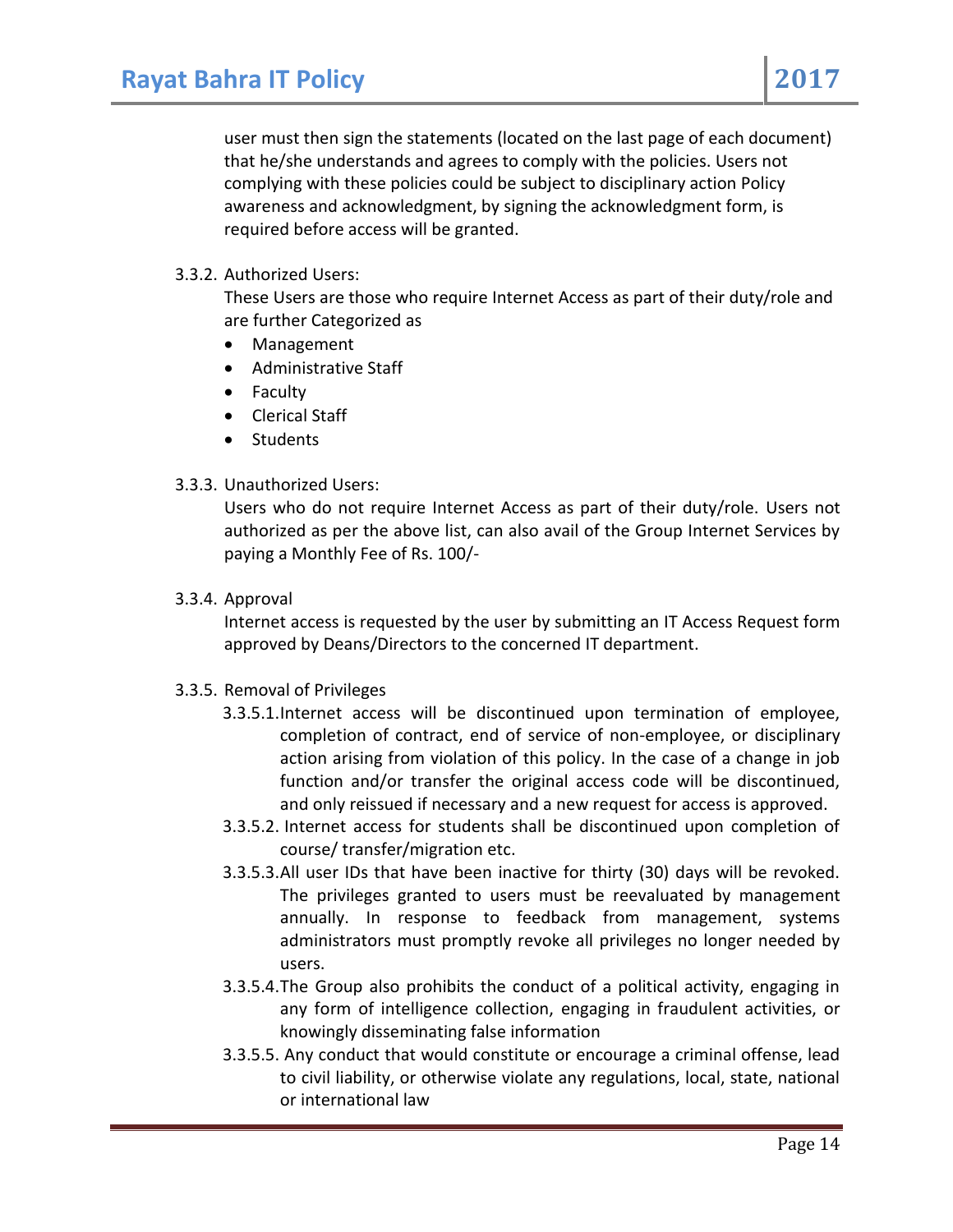user must then sign the statements (located on the last page of each document) that he/she understands and agrees to comply with the policies. Users not complying with these policies could be subject to disciplinary action Policy awareness and acknowledgment, by signing the acknowledgment form, is required before access will be granted.

3.3.2. Authorized Users:

These Users are those who require Internet Access as part of their duty/role and are further Categorized as

- Management
- Administrative Staff
- Faculty
- Clerical Staff
- Students

3.3.3. Unauthorized Users:

Users who do not require Internet Access as part of their duty/role. Users not authorized as per the above list, can also avail of the Group Internet Services by paying a Monthly Fee of Rs. 100/-

3.3.4. Approval

Internet access is requested by the user by submitting an IT Access Request form approved by Deans/Directors to the concerned IT department.

3.3.5. Removal of Privileges

3.3.5.1. Internet access will be discontinued upon termination of employee, completion of contract, end of service of non-employee, or disciplinary action arising from violation of this policy. In the case of a change in job function and/or transfer the original access code will be discontinued, and only reissued if necessary and a new request for access is approved.

3.3.5.2. Internet access for students shall be discontinued upon completion of course/ transfer/migration etc.

3.3.5.3. All user IDs that have been inactive for thirty (30) days will be revoked. The privileges granted to users must be reevaluated by management annually. In response to feedback from management, systems administrators must promptly revoke all privileges no longer needed by users.

3.3.5.4. The Group also prohibits the conduct of a political activity, engaging in any form of intelligence collection, engaging in fraudulent activities, or knowingly disseminating false information

3.3.5.5. Any conduct that would constitute or encourage a criminal offense, lead to civil liability, or otherwise violate any regulations, local, state, national or international law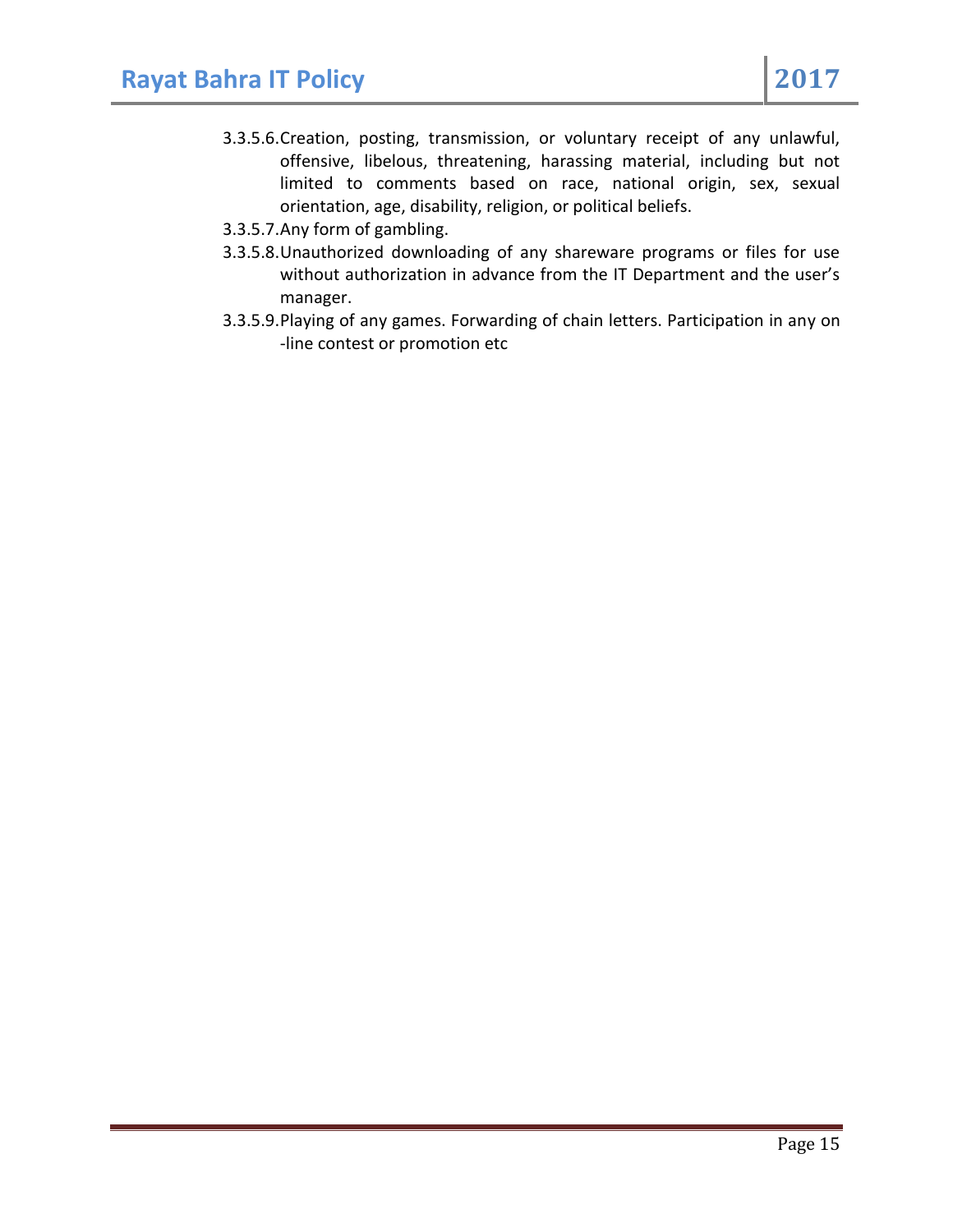3.3.5.6. Creation, posting, transmission, or voluntary receipt of any unlawful, offensive, libelous, threatening, harassing material, including but not limited to comments based on race, national origin, sex, sexual orientation, age, disability, religion, or political beliefs.

3.3.5.7. Any form of gambling.

3.3.5.8. Unauthorized downloading of any shareware programs or files for use without authorization in advance from the IT Department and the user's manager.

3.3.5.9. Playing of any games. Forwarding of chain letters. Participation in any on -line contest or promotion etc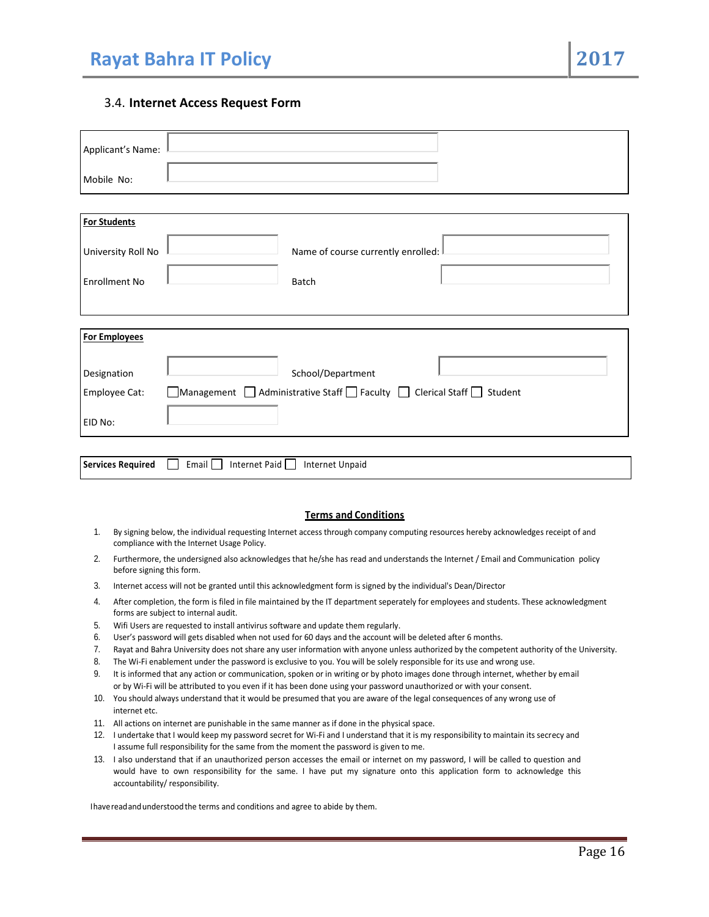### 3.4. **Internet Access Request Form**

| | |
|---|---|
| Applicant's Name: | |
| Mobile No: | |

| **For Students** | | | |
|---|---|---|---|
| University Roll No | | Name of course currently enrolled: | |
| Enrollment No | | Batch | |

| **For Employees** | | | |
|---|---|---|---|
| Designation | | School/Department | |
| Employee Cat: | ☐ Management ☐ Administrative Staff ☐ Faculty ☐ Clerical Staff ☐ Student | | |
| EID No: | | | |

| **Services Required** | ☐ Email ☐ Internet Paid ☐ Internet Unpaid |
|---|---|

**Terms and Conditions**

1. By signing below, the individual requesting Internet access through company computing resources hereby acknowledges receipt of and compliance with the Internet Usage Policy.
2. Furthermore, the undersigned also acknowledges that he/she has read and understands the Internet / Email and Communication policy before signing this form.
3. Internet access will not be granted until this acknowledgment form is signed by the individual's Dean/Director
4. After completion, the form is filed in file maintained by the IT department seperately for employees and students. These acknowledgment forms are subject to internal audit.
5. Wifi Users are requested to install antivirus software and update them regularly.
6. User's password will gets disabled when not used for 60 days and the account will be deleted after 6 months.
7. Rayat and Bahra University does not share any user information with anyone unless authorized by the competent authority of the University.
8. The Wi-Fi enablement under the password is exclusive to you. You will be solely responsible for its use and wrong use.
9. It is informed that any action or communication, spoken or in writing or by photo images done through internet, whether by email or by Wi-Fi will be attributed to you even if it has been done using your password unauthorized or with your consent.
10. You should always understand that it would be presumed that you are aware of the legal consequences of any wrong use of internet etc.
11. All actions on internet are punishable in the same manner as if done in the physical space.
12. I undertake that I would keep my password secret for Wi-Fi and I understand that it is my responsibility to maintain its secrecy and I assume full responsibility for the same from the moment the password is given to me.
13. I also understand that if an unauthorized person accesses the email or internet on my password, I will be called to question and would have to own responsibility for the same. I have put my signature onto this application form to acknowledge this accountability/ responsibility.

I have read and understood the terms and conditions and agree to abide by them.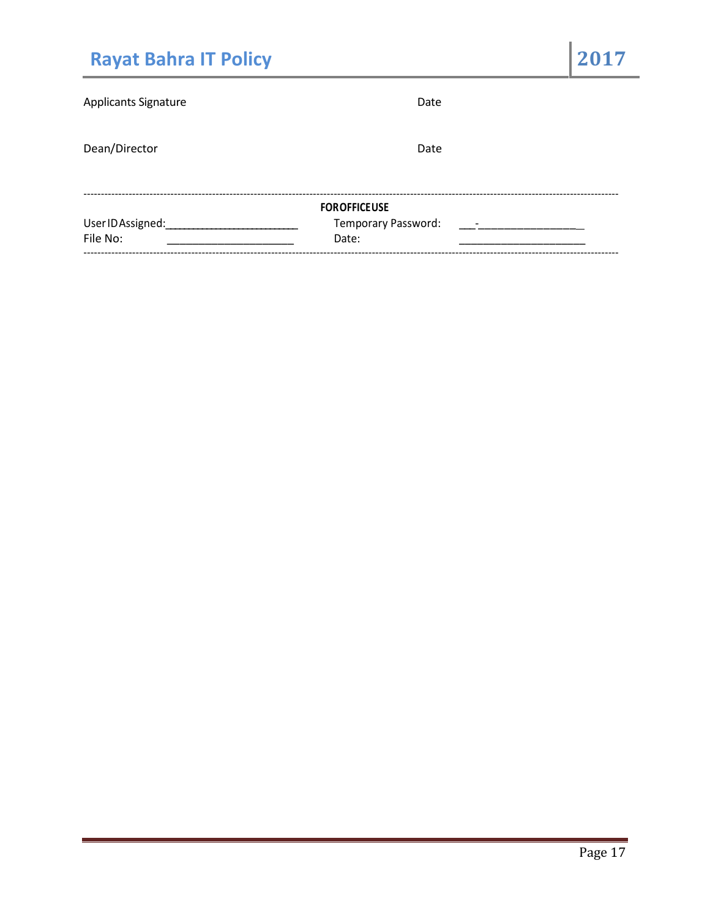Applicants Signature Date

Dean/Director Date

---

**FOR OFFICE USE**

User ID Assigned:_______________________ Temporary Password: ___-_________________

File No: ______________________ Date: ______________________

---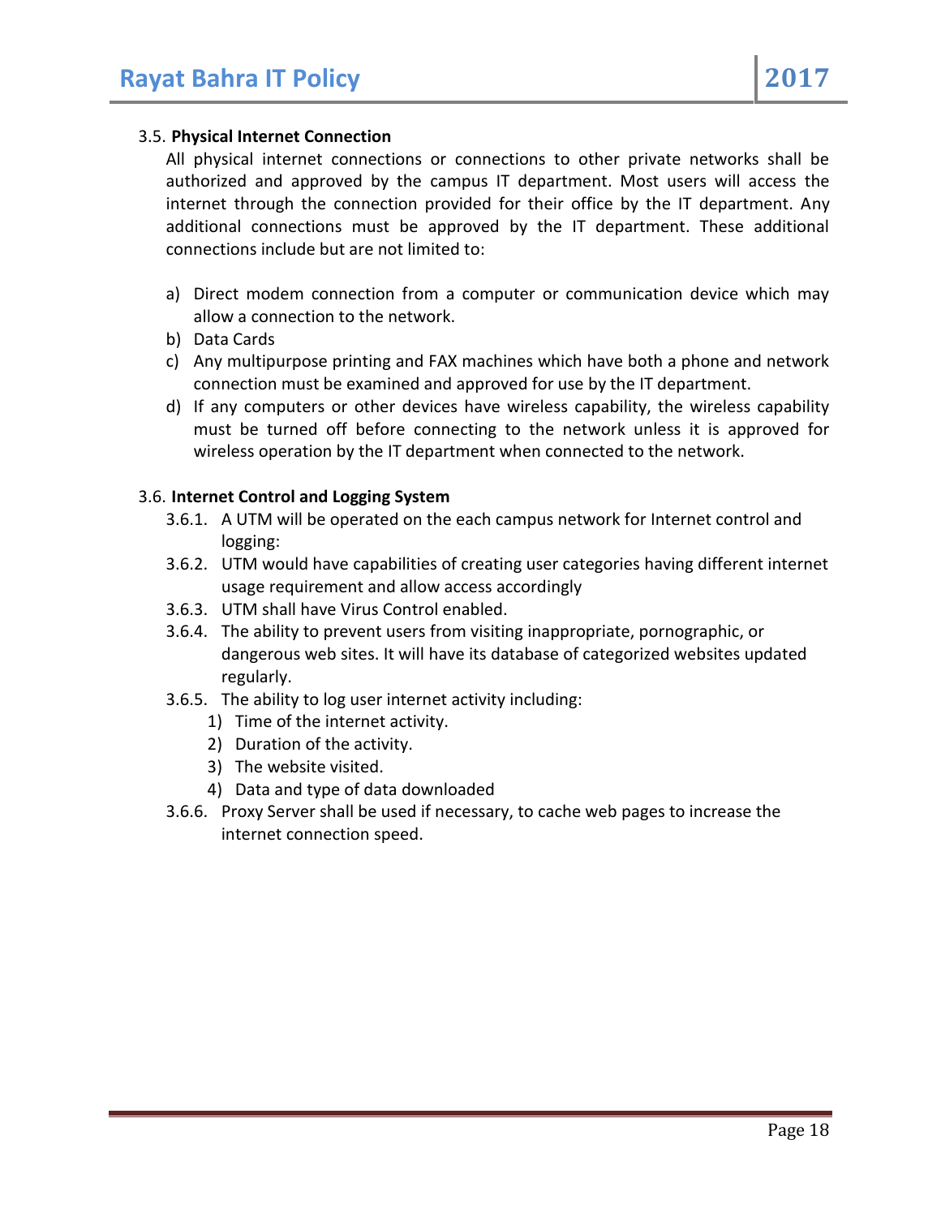### 3.5. Physical Internet Connection

All physical internet connections or connections to other private networks shall be authorized and approved by the campus IT department. Most users will access the internet through the connection provided for their office by the IT department. Any additional connections must be approved by the IT department. These additional connections include but are not limited to:

a) Direct modem connection from a computer or communication device which may allow a connection to the network.
b) Data Cards
c) Any multipurpose printing and FAX machines which have both a phone and network connection must be examined and approved for use by the IT department.
d) If any computers or other devices have wireless capability, the wireless capability must be turned off before connecting to the network unless it is approved for wireless operation by the IT department when connected to the network.

### 3.6. Internet Control and Logging System

3.6.1. A UTM will be operated on the each campus network for Internet control and logging:

3.6.2. UTM would have capabilities of creating user categories having different internet usage requirement and allow access accordingly

3.6.3. UTM shall have Virus Control enabled.

3.6.4. The ability to prevent users from visiting inappropriate, pornographic, or dangerous web sites. It will have its database of categorized websites updated regularly.

3.6.5. The ability to log user internet activity including:

1) Time of the internet activity.
2) Duration of the activity.
3) The website visited.
4) Data and type of data downloaded

3.6.6. Proxy Server shall be used if necessary, to cache web pages to increase the internet connection speed.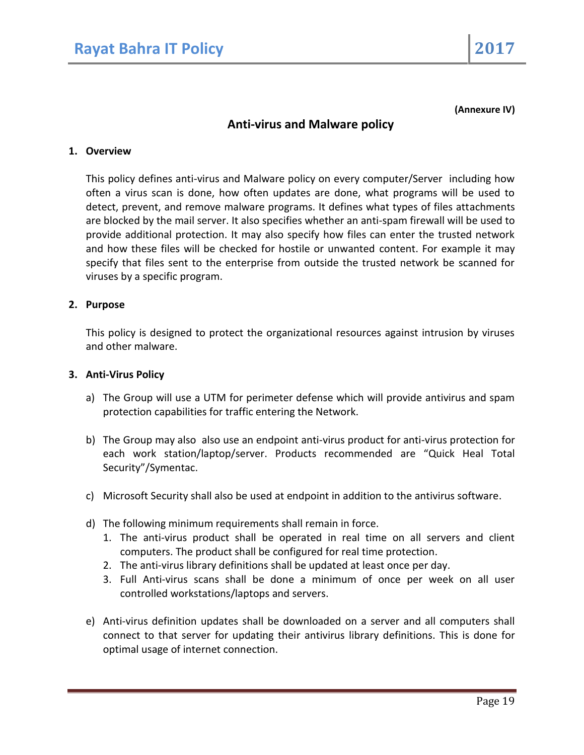(Annexure IV)

## Anti-virus and Malware policy

### 1. Overview

This policy defines anti-virus and Malware policy on every computer/Server including how often a virus scan is done, how often updates are done, what programs will be used to detect, prevent, and remove malware programs. It defines what types of files attachments are blocked by the mail server. It also specifies whether an anti-spam firewall will be used to provide additional protection. It may also specify how files can enter the trusted network and how these files will be checked for hostile or unwanted content. For example it may specify that files sent to the enterprise from outside the trusted network be scanned for viruses by a specific program.

### 2. Purpose

This policy is designed to protect the organizational resources against intrusion by viruses and other malware.

### 3. Anti-Virus Policy

a) The Group will use a UTM for perimeter defense which will provide antivirus and spam protection capabilities for traffic entering the Network.

b) The Group may also also use an endpoint anti-virus product for anti-virus protection for each work station/laptop/server. Products recommended are "Quick Heal Total Security"/Symentac.

c) Microsoft Security shall also be used at endpoint in addition to the antivirus software.

d) The following minimum requirements shall remain in force.
   1. The anti-virus product shall be operated in real time on all servers and client computers. The product shall be configured for real time protection.
   2. The anti-virus library definitions shall be updated at least once per day.
   3. Full Anti-virus scans shall be done a minimum of once per week on all user controlled workstations/laptops and servers.

e) Anti-virus definition updates shall be downloaded on a server and all computers shall connect to that server for updating their antivirus library definitions. This is done for optimal usage of internet connection.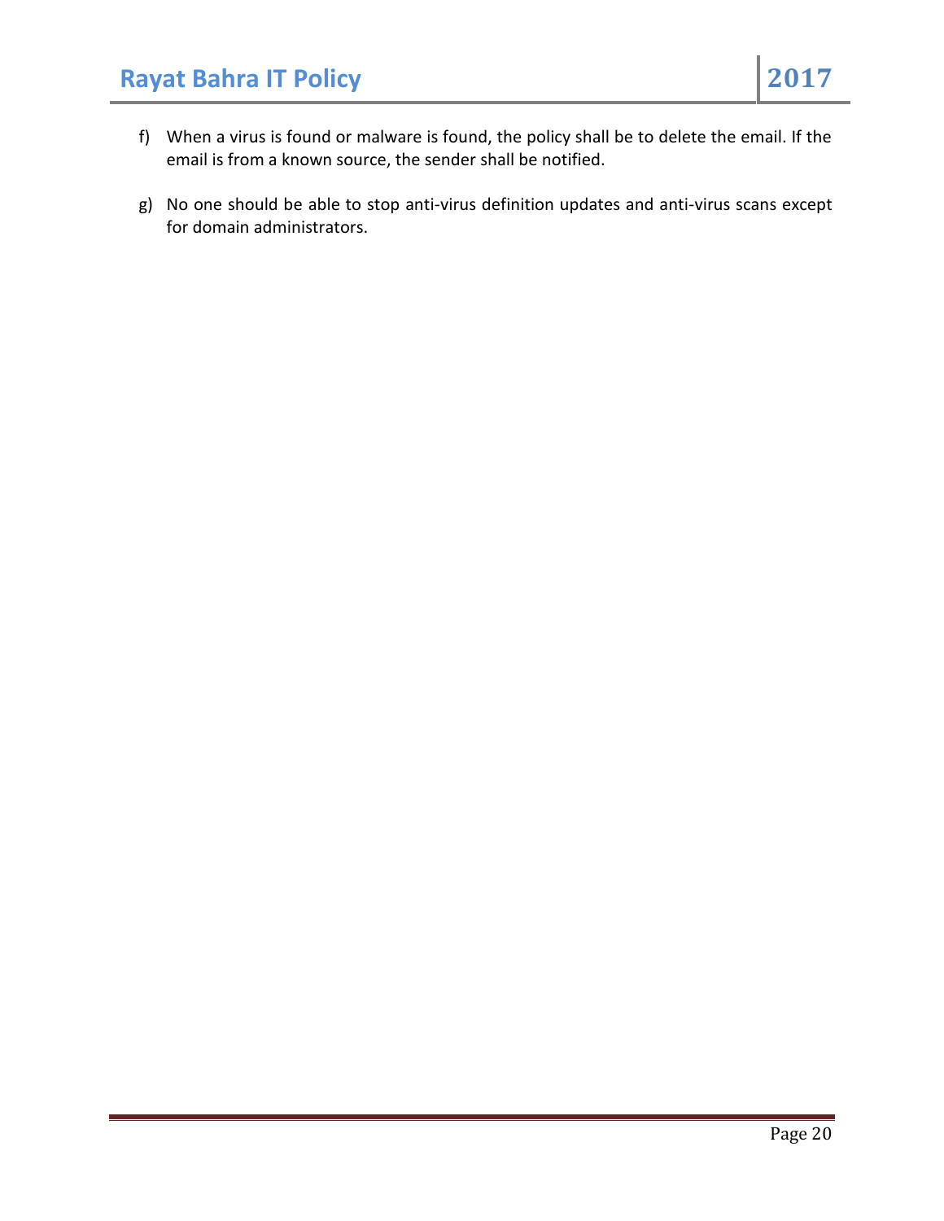f) When a virus is found or malware is found, the policy shall be to delete the email. If the email is from a known source, the sender shall be notified.

g) No one should be able to stop anti-virus definition updates and anti-virus scans except for domain administrators.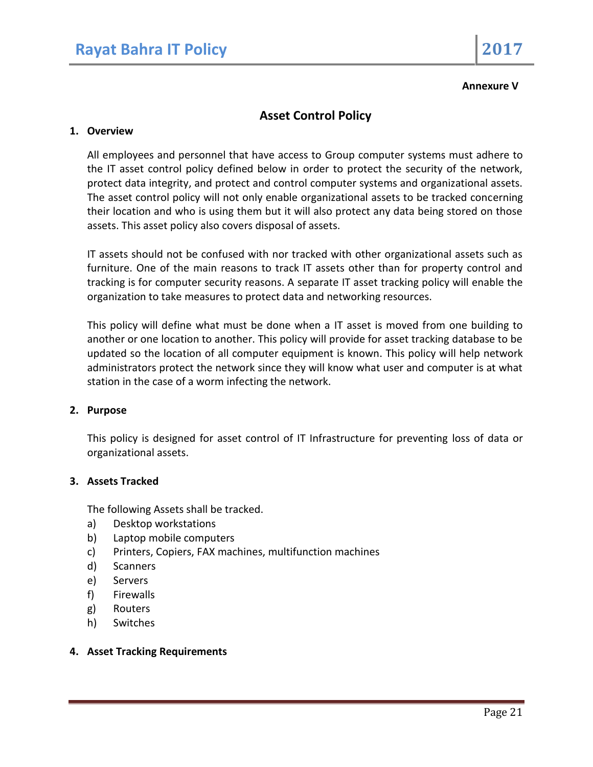Annexure V

## Asset Control Policy

### 1. Overview

All employees and personnel that have access to Group computer systems must adhere to the IT asset control policy defined below in order to protect the security of the network, protect data integrity, and protect and control computer systems and organizational assets. The asset control policy will not only enable organizational assets to be tracked concerning their location and who is using them but it will also protect any data being stored on those assets. This asset policy also covers disposal of assets.

IT assets should not be confused with nor tracked with other organizational assets such as furniture. One of the main reasons to track IT assets other than for property control and tracking is for computer security reasons. A separate IT asset tracking policy will enable the organization to take measures to protect data and networking resources.

This policy will define what must be done when a IT asset is moved from one building to another or one location to another. This policy will provide for asset tracking database to be updated so the location of all computer equipment is known. This policy will help network administrators protect the network since they will know what user and computer is at what station in the case of a worm infecting the network.

### 2. Purpose

This policy is designed for asset control of IT Infrastructure for preventing loss of data or organizational assets.

### 3. Assets Tracked

The following Assets shall be tracked.

a) Desktop workstations
b) Laptop mobile computers
c) Printers, Copiers, FAX machines, multifunction machines
d) Scanners
e) Servers
f) Firewalls
g) Routers
h) Switches

### 4. Asset Tracking Requirements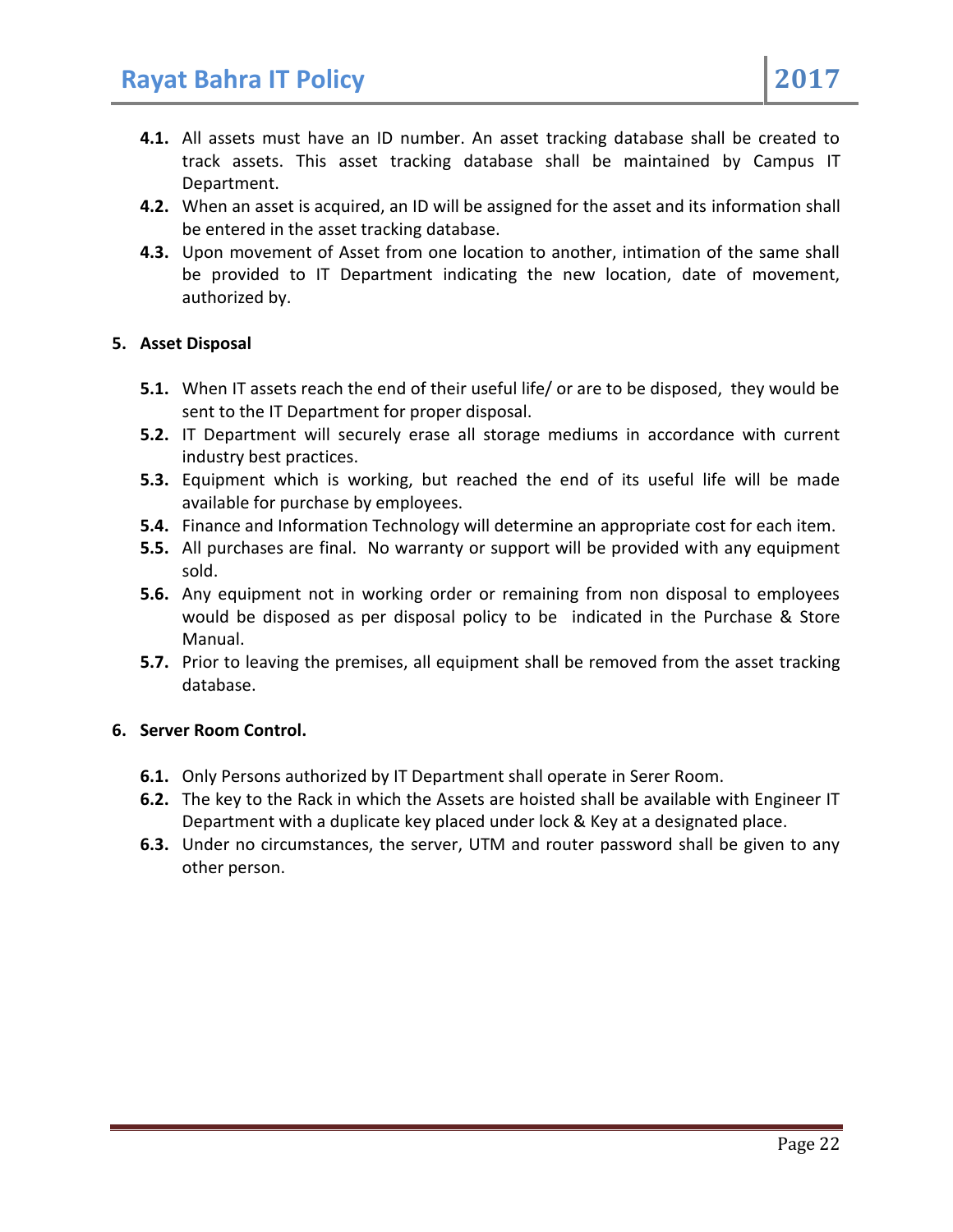**4.1.** All assets must have an ID number. An asset tracking database shall be created to track assets. This asset tracking database shall be maintained by Campus IT Department.

**4.2.** When an asset is acquired, an ID will be assigned for the asset and its information shall be entered in the asset tracking database.

**4.3.** Upon movement of Asset from one location to another, intimation of the same shall be provided to IT Department indicating the new location, date of movement, authorized by.

## 5. Asset Disposal

**5.1.** When IT assets reach the end of their useful life/ or are to be disposed, they would be sent to the IT Department for proper disposal.

**5.2.** IT Department will securely erase all storage mediums in accordance with current industry best practices.

**5.3.** Equipment which is working, but reached the end of its useful life will be made available for purchase by employees.

**5.4.** Finance and Information Technology will determine an appropriate cost for each item.

**5.5.** All purchases are final. No warranty or support will be provided with any equipment sold.

**5.6.** Any equipment not in working order or remaining from non disposal to employees would be disposed as per disposal policy to be indicated in the Purchase & Store Manual.

**5.7.** Prior to leaving the premises, all equipment shall be removed from the asset tracking database.

## 6. Server Room Control.

**6.1.** Only Persons authorized by IT Department shall operate in Serer Room.

**6.2.** The key to the Rack in which the Assets are hoisted shall be available with Engineer IT Department with a duplicate key placed under lock & Key at a designated place.

**6.3.** Under no circumstances, the server, UTM and router password shall be given to any other person.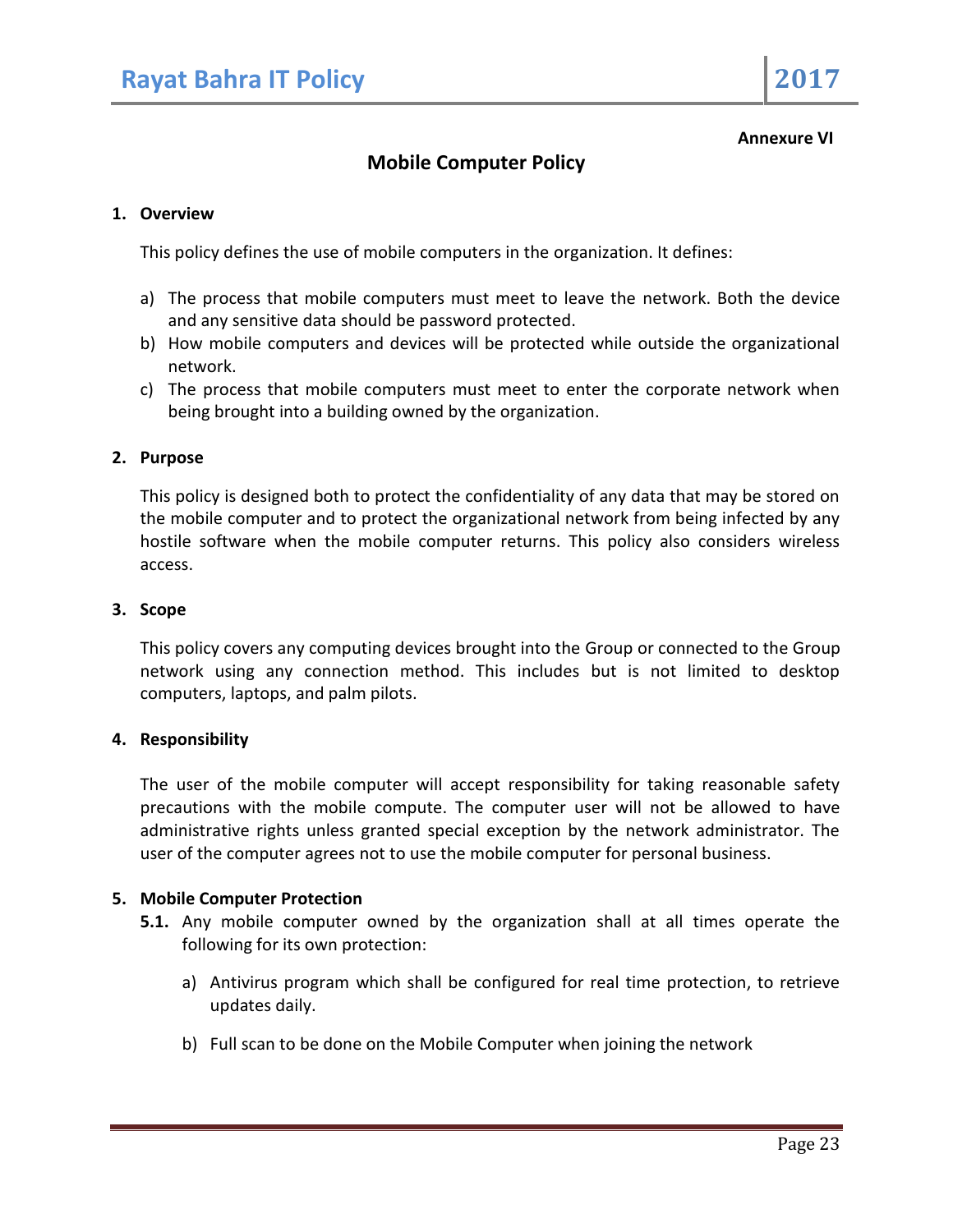**Annexure VI**

## Mobile Computer Policy

**1. Overview**

This policy defines the use of mobile computers in the organization. It defines:

a) The process that mobile computers must meet to leave the network. Both the device and any sensitive data should be password protected.
b) How mobile computers and devices will be protected while outside the organizational network.
c) The process that mobile computers must meet to enter the corporate network when being brought into a building owned by the organization.

**2. Purpose**

This policy is designed both to protect the confidentiality of any data that may be stored on the mobile computer and to protect the organizational network from being infected by any hostile software when the mobile computer returns. This policy also considers wireless access.

**3. Scope**

This policy covers any computing devices brought into the Group or connected to the Group network using any connection method. This includes but is not limited to desktop computers, laptops, and palm pilots.

**4. Responsibility**

The user of the mobile computer will accept responsibility for taking reasonable safety precautions with the mobile compute. The computer user will not be allowed to have administrative rights unless granted special exception by the network administrator. The user of the computer agrees not to use the mobile computer for personal business.

**5. Mobile Computer Protection**

**5.1.** Any mobile computer owned by the organization shall at all times operate the following for its own protection:

a) Antivirus program which shall be configured for real time protection, to retrieve updates daily.

b) Full scan to be done on the Mobile Computer when joining the network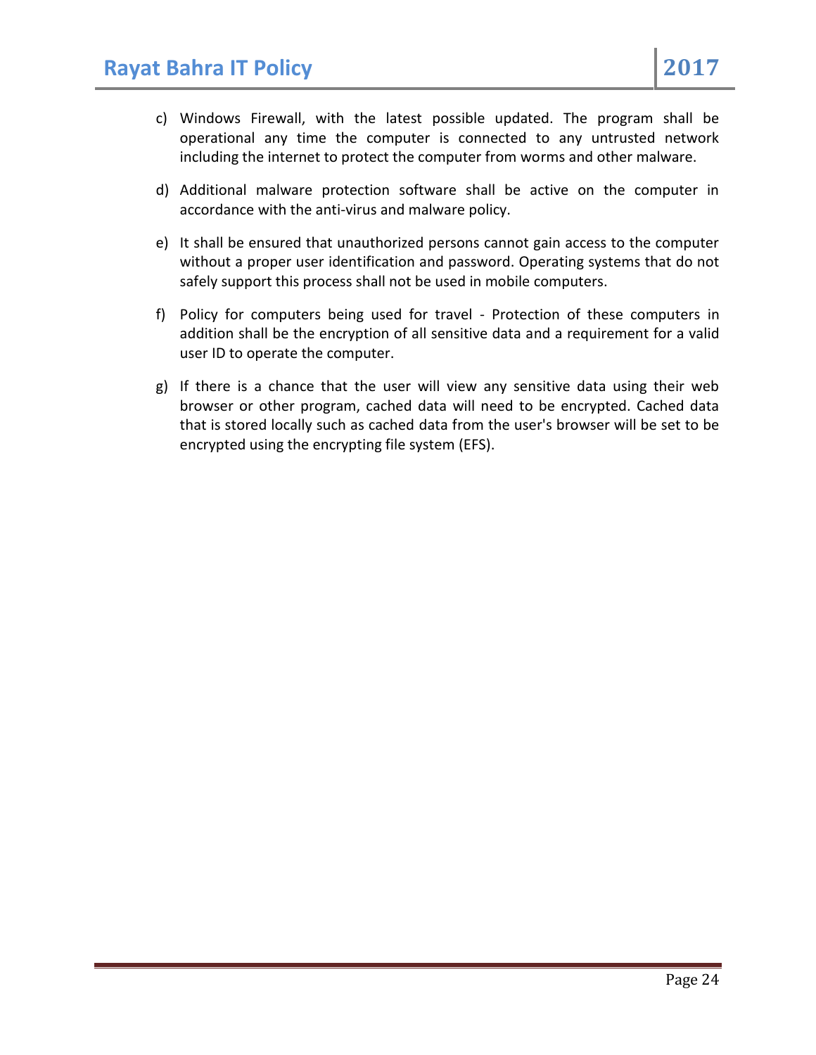c) Windows Firewall, with the latest possible updated. The program shall be operational any time the computer is connected to any untrusted network including the internet to protect the computer from worms and other malware.

d) Additional malware protection software shall be active on the computer in accordance with the anti-virus and malware policy.

e) It shall be ensured that unauthorized persons cannot gain access to the computer without a proper user identification and password. Operating systems that do not safely support this process shall not be used in mobile computers.

f) Policy for computers being used for travel - Protection of these computers in addition shall be the encryption of all sensitive data and a requirement for a valid user ID to operate the computer.

g) If there is a chance that the user will view any sensitive data using their web browser or other program, cached data will need to be encrypted. Cached data that is stored locally such as cached data from the user's browser will be set to be encrypted using the encrypting file system (EFS).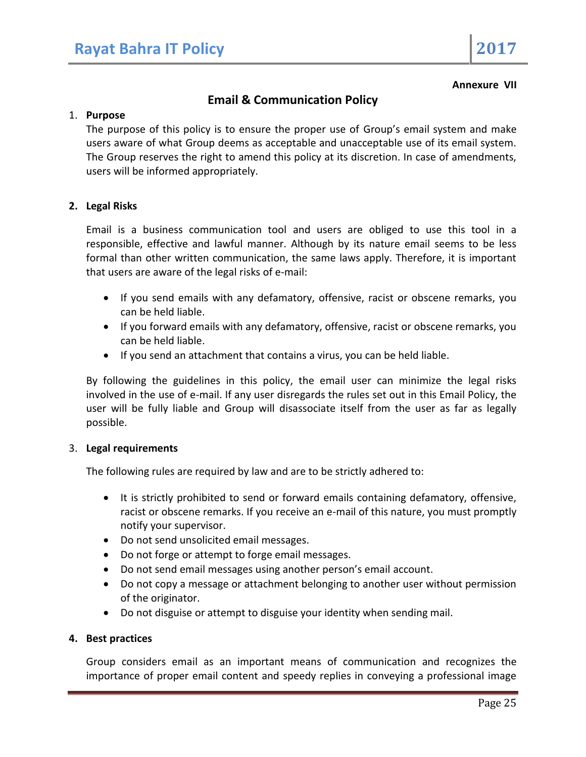**Annexure VII**

## Email & Communication Policy

1. **Purpose**

   The purpose of this policy is to ensure the proper use of Group's email system and make users aware of what Group deems as acceptable and unacceptable use of its email system. The Group reserves the right to amend this policy at its discretion. In case of amendments, users will be informed appropriately.

2. **Legal Risks**

   Email is a business communication tool and users are obliged to use this tool in a responsible, effective and lawful manner. Although by its nature email seems to be less formal than other written communication, the same laws apply. Therefore, it is important that users are aware of the legal risks of e-mail:

   - If you send emails with any defamatory, offensive, racist or obscene remarks, you can be held liable.
   - If you forward emails with any defamatory, offensive, racist or obscene remarks, you can be held liable.
   - If you send an attachment that contains a virus, you can be held liable.

   By following the guidelines in this policy, the email user can minimize the legal risks involved in the use of e-mail. If any user disregards the rules set out in this Email Policy, the user will be fully liable and Group will disassociate itself from the user as far as legally possible.

3. **Legal requirements**

   The following rules are required by law and are to be strictly adhered to:

   - It is strictly prohibited to send or forward emails containing defamatory, offensive, racist or obscene remarks. If you receive an e-mail of this nature, you must promptly notify your supervisor.
   - Do not send unsolicited email messages.
   - Do not forge or attempt to forge email messages.
   - Do not send email messages using another person's email account.
   - Do not copy a message or attachment belonging to another user without permission of the originator.
   - Do not disguise or attempt to disguise your identity when sending mail.

4. **Best practices**

   Group considers email as an important means of communication and recognizes the importance of proper email content and speedy replies in conveying a professional image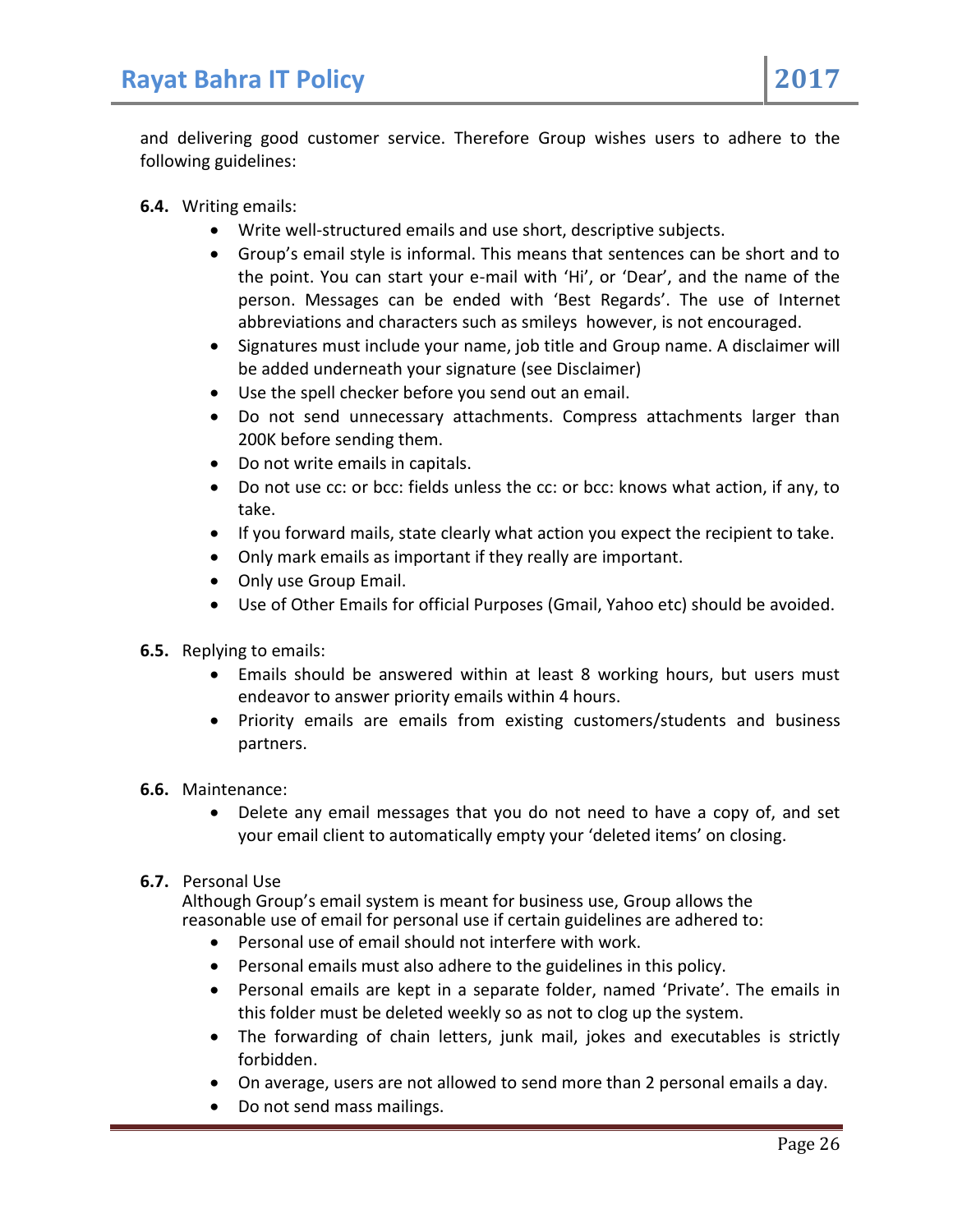and delivering good customer service. Therefore Group wishes users to adhere to the following guidelines:

**6.4.** Writing emails:

- Write well-structured emails and use short, descriptive subjects.
- Group's email style is informal. This means that sentences can be short and to the point. You can start your e-mail with 'Hi', or 'Dear', and the name of the person. Messages can be ended with 'Best Regards'. The use of Internet abbreviations and characters such as smileys however, is not encouraged.
- Signatures must include your name, job title and Group name. A disclaimer will be added underneath your signature (see Disclaimer)
- Use the spell checker before you send out an email.
- Do not send unnecessary attachments. Compress attachments larger than 200K before sending them.
- Do not write emails in capitals.
- Do not use cc: or bcc: fields unless the cc: or bcc: knows what action, if any, to take.
- If you forward mails, state clearly what action you expect the recipient to take.
- Only mark emails as important if they really are important.
- Only use Group Email.
- Use of Other Emails for official Purposes (Gmail, Yahoo etc) should be avoided.

**6.5.** Replying to emails:

- Emails should be answered within at least 8 working hours, but users must endeavor to answer priority emails within 4 hours.
- Priority emails are emails from existing customers/students and business partners.

**6.6.** Maintenance:

- Delete any email messages that you do not need to have a copy of, and set your email client to automatically empty your 'deleted items' on closing.

**6.7.** Personal Use

Although Group's email system is meant for business use, Group allows the reasonable use of email for personal use if certain guidelines are adhered to:

- Personal use of email should not interfere with work.
- Personal emails must also adhere to the guidelines in this policy.
- Personal emails are kept in a separate folder, named 'Private'. The emails in this folder must be deleted weekly so as not to clog up the system.
- The forwarding of chain letters, junk mail, jokes and executables is strictly forbidden.
- On average, users are not allowed to send more than 2 personal emails a day.
- Do not send mass mailings.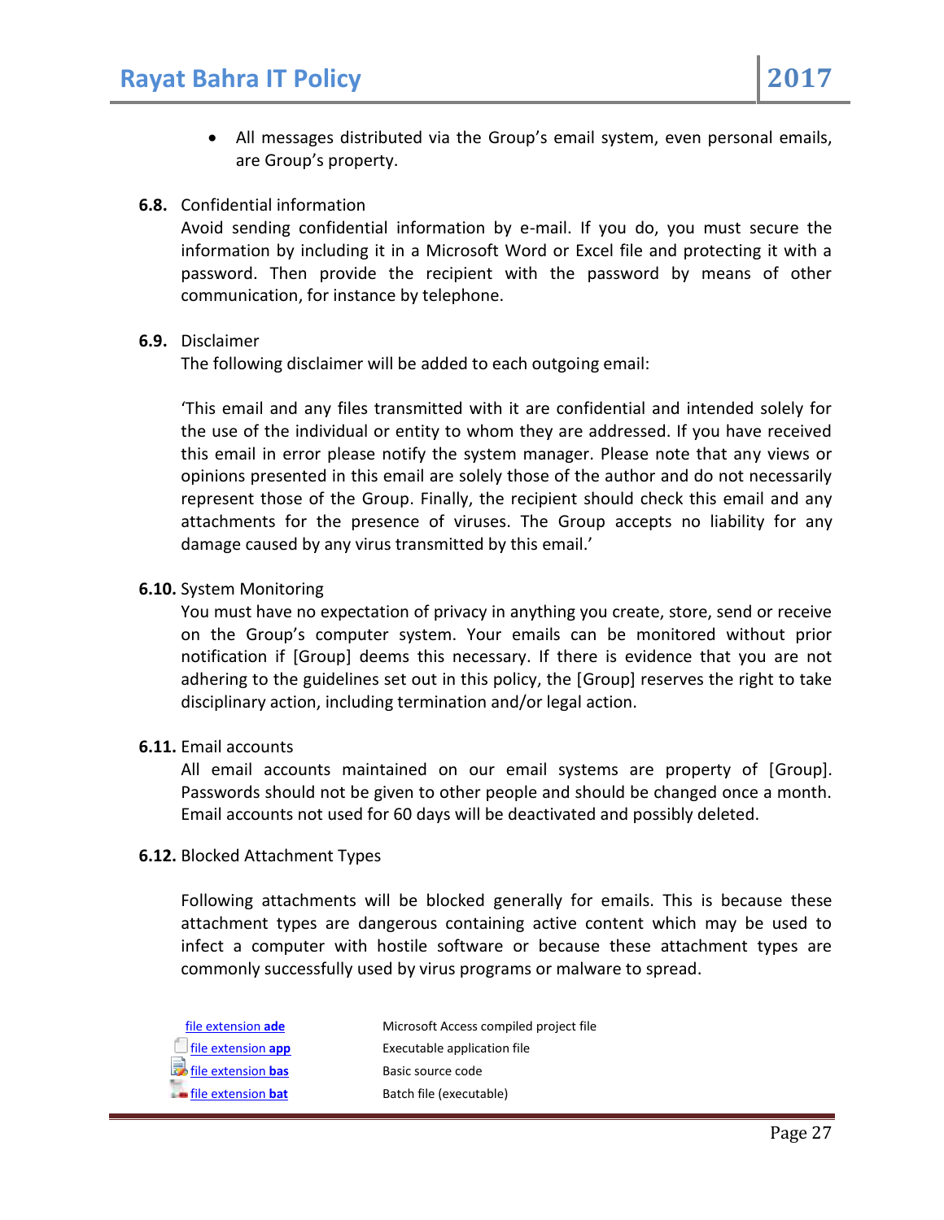- All messages distributed via the Group's email system, even personal emails, are Group's property.

**6.8.** Confidential information

Avoid sending confidential information by e-mail. If you do, you must secure the information by including it in a Microsoft Word or Excel file and protecting it with a password. Then provide the recipient with the password by means of other communication, for instance by telephone.

**6.9.** Disclaimer

The following disclaimer will be added to each outgoing email:

'This email and any files transmitted with it are confidential and intended solely for the use of the individual or entity to whom they are addressed. If you have received this email in error please notify the system manager. Please note that any views or opinions presented in this email are solely those of the author and do not necessarily represent those of the Group. Finally, the recipient should check this email and any attachments for the presence of viruses. The Group accepts no liability for any damage caused by any virus transmitted by this email.'

**6.10.** System Monitoring

You must have no expectation of privacy in anything you create, store, send or receive on the Group's computer system. Your emails can be monitored without prior notification if [Group] deems this necessary. If there is evidence that you are not adhering to the guidelines set out in this policy, the [Group] reserves the right to take disciplinary action, including termination and/or legal action.

**6.11.** Email accounts

All email accounts maintained on our email systems are property of [Group]. Passwords should not be given to other people and should be changed once a month. Email accounts not used for 60 days will be deactivated and possibly deleted.

**6.12.** Blocked Attachment Types

Following attachments will be blocked generally for emails. This is because these attachment types are dangerous containing active content which may be used to infect a computer with hostile software or because these attachment types are commonly successfully used by virus programs or malware to spread.

| | |
|---|---|
| file extension **ade** | Microsoft Access compiled project file |
| file extension **app** | Executable application file |
| file extension **bas** | Basic source code |
| file extension **bat** | Batch file (executable) |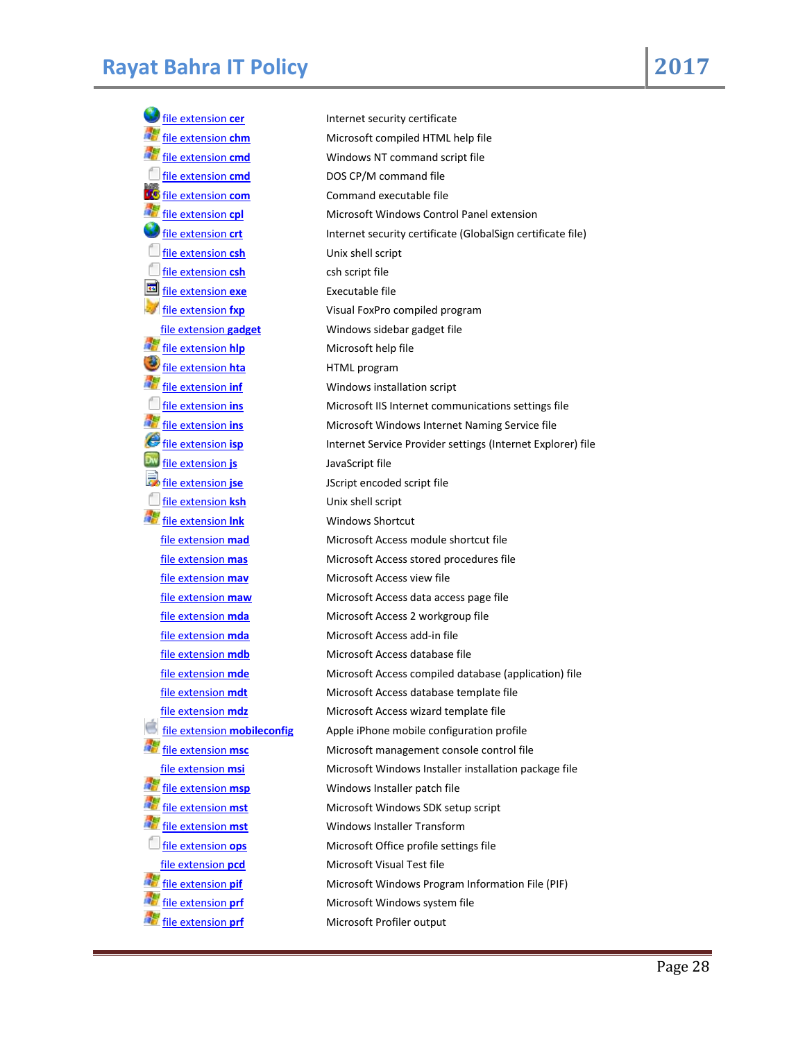| | |
|---|---|
| file extension **cer** | Internet security certificate |
| file extension **chm** | Microsoft compiled HTML help file |
| file extension **cmd** | Windows NT command script file |
| file extension **cmd** | DOS CP/M command file |
| file extension **com** | Command executable file |
| file extension **cpl** | Microsoft Windows Control Panel extension |
| file extension **crt** | Internet security certificate (GlobalSign certificate file) |
| file extension **csh** | Unix shell script |
| file extension **csh** | csh script file |
| file extension **exe** | Executable file |
| file extension **fxp** | Visual FoxPro compiled program |
| file extension **gadget** | Windows sidebar gadget file |
| file extension **hlp** | Microsoft help file |
| file extension **hta** | HTML program |
| file extension **inf** | Windows installation script |
| file extension **ins** | Microsoft IIS Internet communications settings file |
| file extension **ins** | Microsoft Windows Internet Naming Service file |
| file extension **isp** | Internet Service Provider settings (Internet Explorer) file |
| file extension **js** | JavaScript file |
| file extension **jse** | JScript encoded script file |
| file extension **ksh** | Unix shell script |
| file extension **lnk** | Windows Shortcut |
| file extension **mad** | Microsoft Access module shortcut file |
| file extension **mas** | Microsoft Access stored procedures file |
| file extension **mav** | Microsoft Access view file |
| file extension **maw** | Microsoft Access data access page file |
| file extension **mda** | Microsoft Access 2 workgroup file |
| file extension **mda** | Microsoft Access add-in file |
| file extension **mdb** | Microsoft Access database file |
| file extension **mde** | Microsoft Access compiled database (application) file |
| file extension **mdt** | Microsoft Access database template file |
| file extension **mdz** | Microsoft Access wizard template file |
| file extension **mobileconfig** | Apple iPhone mobile configuration profile |
| file extension **msc** | Microsoft management console control file |
| file extension **msi** | Microsoft Windows Installer installation package file |
| file extension **msp** | Windows Installer patch file |
| file extension **mst** | Microsoft Windows SDK setup script |
| file extension **mst** | Windows Installer Transform |
| file extension **ops** | Microsoft Office profile settings file |
| file extension **pcd** | Microsoft Visual Test file |
| file extension **pif** | Microsoft Windows Program Information File (PIF) |
| file extension **prf** | Microsoft Windows system file |
| file extension **prf** | Microsoft Profiler output |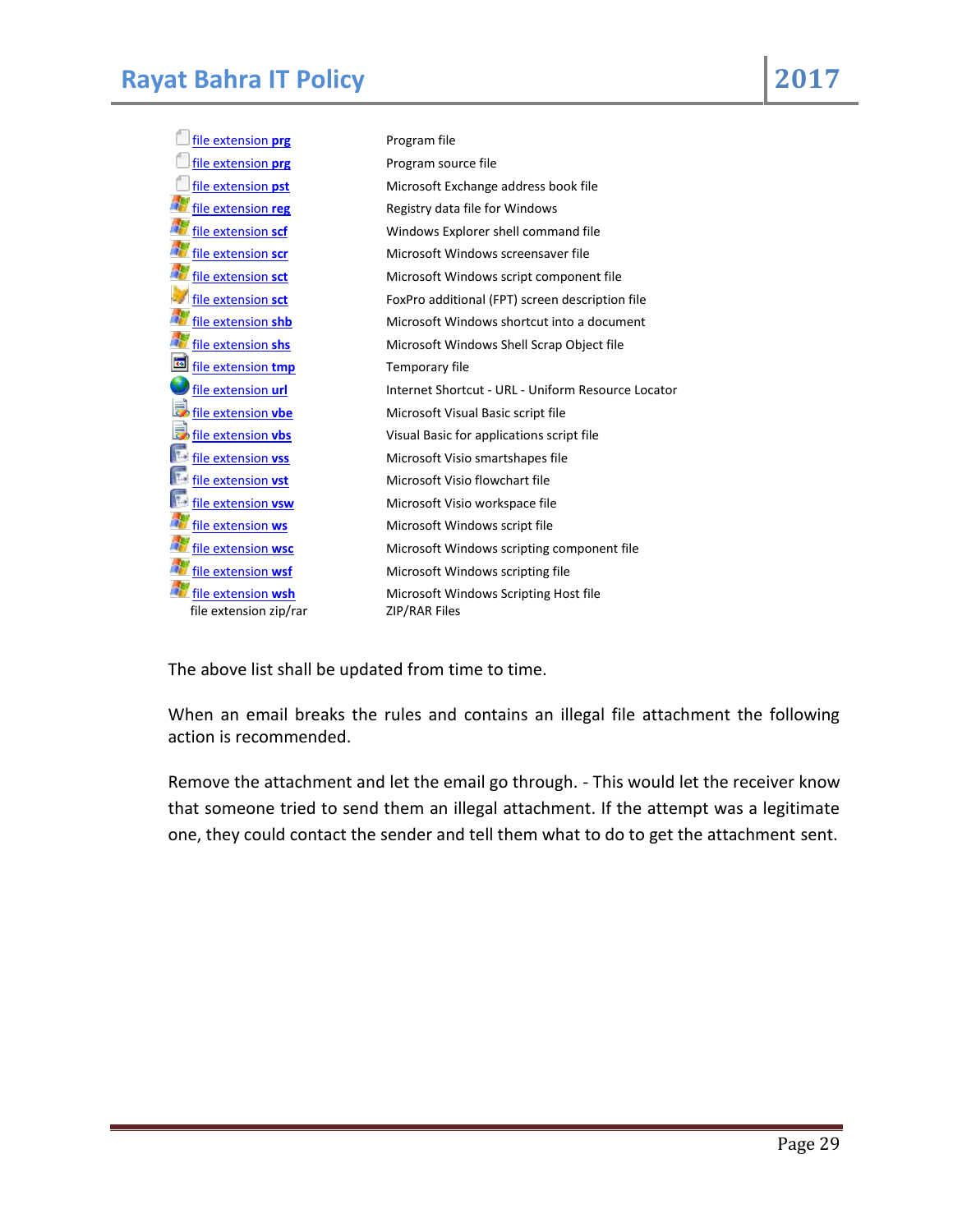| | |
|---|---|
| file extension **prg** | Program file |
| file extension **prg** | Program source file |
| file extension **pst** | Microsoft Exchange address book file |
| file extension **reg** | Registry data file for Windows |
| file extension **scf** | Windows Explorer shell command file |
| file extension **scr** | Microsoft Windows screensaver file |
| file extension **sct** | Microsoft Windows script component file |
| file extension **sct** | FoxPro additional (FPT) screen description file |
| file extension **shb** | Microsoft Windows shortcut into a document |
| file extension **shs** | Microsoft Windows Shell Scrap Object file |
| file extension **tmp** | Temporary file |
| file extension **url** | Internet Shortcut - URL - Uniform Resource Locator |
| file extension **vbe** | Microsoft Visual Basic script file |
| file extension **vbs** | Visual Basic for applications script file |
| file extension **vss** | Microsoft Visio smartshapes file |
| file extension **vst** | Microsoft Visio flowchart file |
| file extension **vsw** | Microsoft Visio workspace file |
| file extension **ws** | Microsoft Windows script file |
| file extension **wsc** | Microsoft Windows scripting component file |
| file extension **wsf** | Microsoft Windows scripting file |
| file extension **wsh** | Microsoft Windows Scripting Host file |
| file extension zip/rar | ZIP/RAR Files |

The above list shall be updated from time to time.

When an email breaks the rules and contains an illegal file attachment the following action is recommended.

Remove the attachment and let the email go through. - This would let the receiver know that someone tried to send them an illegal attachment. If the attempt was a legitimate one, they could contact the sender and tell them what to do to get the attachment sent.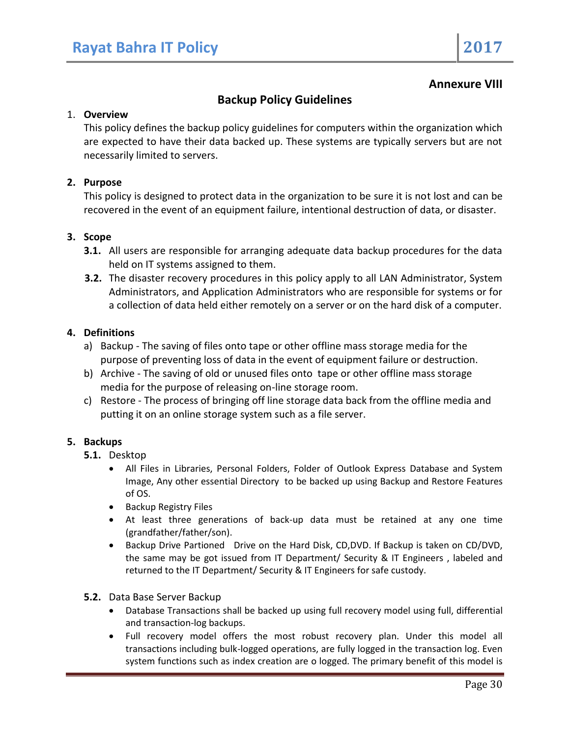**Annexure VIII**

## Backup Policy Guidelines

1. **Overview**

   This policy defines the backup policy guidelines for computers within the organization which are expected to have their data backed up. These systems are typically servers but are not necessarily limited to servers.

2. **Purpose**

   This policy is designed to protect data in the organization to be sure it is not lost and can be recovered in the event of an equipment failure, intentional destruction of data, or disaster.

3. **Scope**

   **3.1.** All users are responsible for arranging adequate data backup procedures for the data held on IT systems assigned to them.

   **3.2.** The disaster recovery procedures in this policy apply to all LAN Administrator, System Administrators, and Application Administrators who are responsible for systems or for a collection of data held either remotely on a server or on the hard disk of a computer.

4. **Definitions**

   a) Backup - The saving of files onto tape or other offline mass storage media for the purpose of preventing loss of data in the event of equipment failure or destruction.

   b) Archive - The saving of old or unused files onto tape or other offline mass storage media for the purpose of releasing on-line storage room.

   c) Restore - The process of bringing off line storage data back from the offline media and putting it on an online storage system such as a file server.

5. **Backups**

   **5.1.** Desktop

   - All Files in Libraries, Personal Folders, Folder of Outlook Express Database and System Image, Any other essential Directory to be backed up using Backup and Restore Features of OS.
   - Backup Registry Files
   - At least three generations of back-up data must be retained at any one time (grandfather/father/son).
   - Backup Drive Partioned Drive on the Hard Disk, CD,DVD. If Backup is taken on CD/DVD, the same may be got issued from IT Department/ Security & IT Engineers , labeled and returned to the IT Department/ Security & IT Engineers for safe custody.

   **5.2.** Data Base Server Backup

   - Database Transactions shall be backed up using full recovery model using full, differential and transaction-log backups.
   - Full recovery model offers the most robust recovery plan. Under this model all transactions including bulk-logged operations, are fully logged in the transaction log. Even system functions such as index creation are o logged. The primary benefit of this model is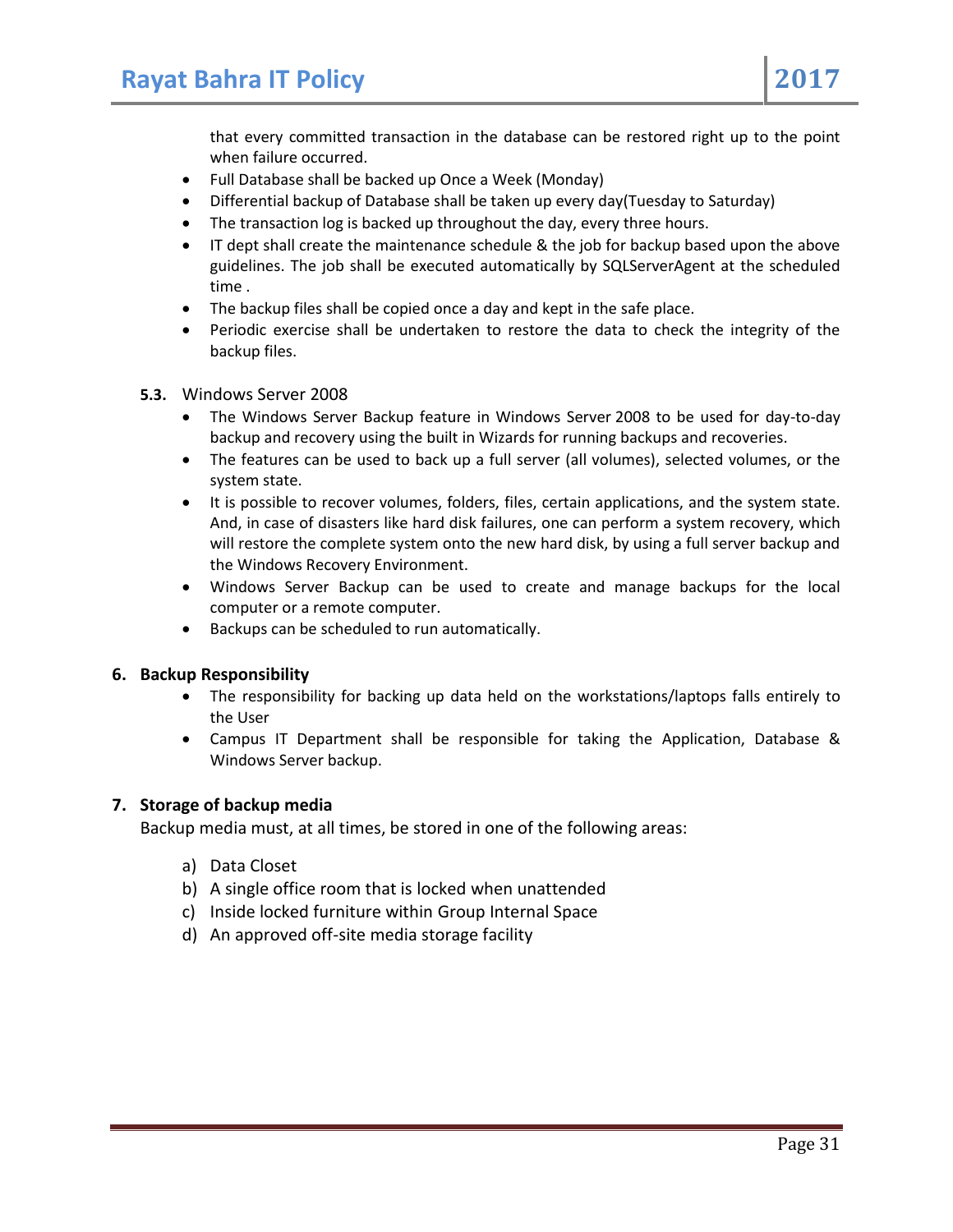that every committed transaction in the database can be restored right up to the point when failure occurred.

- Full Database shall be backed up Once a Week (Monday)
- Differential backup of Database shall be taken up every day(Tuesday to Saturday)
- The transaction log is backed up throughout the day, every three hours.
- IT dept shall create the maintenance schedule & the job for backup based upon the above guidelines. The job shall be executed automatically by SQLServerAgent at the scheduled time .
- The backup files shall be copied once a day and kept in the safe place.
- Periodic exercise shall be undertaken to restore the data to check the integrity of the backup files.

### 5.3. Windows Server 2008

- The Windows Server Backup feature in Windows Server 2008 to be used for day-to-day backup and recovery using the built in Wizards for running backups and recoveries.
- The features can be used to back up a full server (all volumes), selected volumes, or the system state.
- It is possible to recover volumes, folders, files, certain applications, and the system state. And, in case of disasters like hard disk failures, one can perform a system recovery, which will restore the complete system onto the new hard disk, by using a full server backup and the Windows Recovery Environment.
- Windows Server Backup can be used to create and manage backups for the local computer or a remote computer.
- Backups can be scheduled to run automatically.

## 6. Backup Responsibility

- The responsibility for backing up data held on the workstations/laptops falls entirely to the User
- Campus IT Department shall be responsible for taking the Application, Database & Windows Server backup.

## 7. Storage of backup media

Backup media must, at all times, be stored in one of the following areas:

a) Data Closet
b) A single office room that is locked when unattended
c) Inside locked furniture within Group Internal Space
d) An approved off-site media storage facility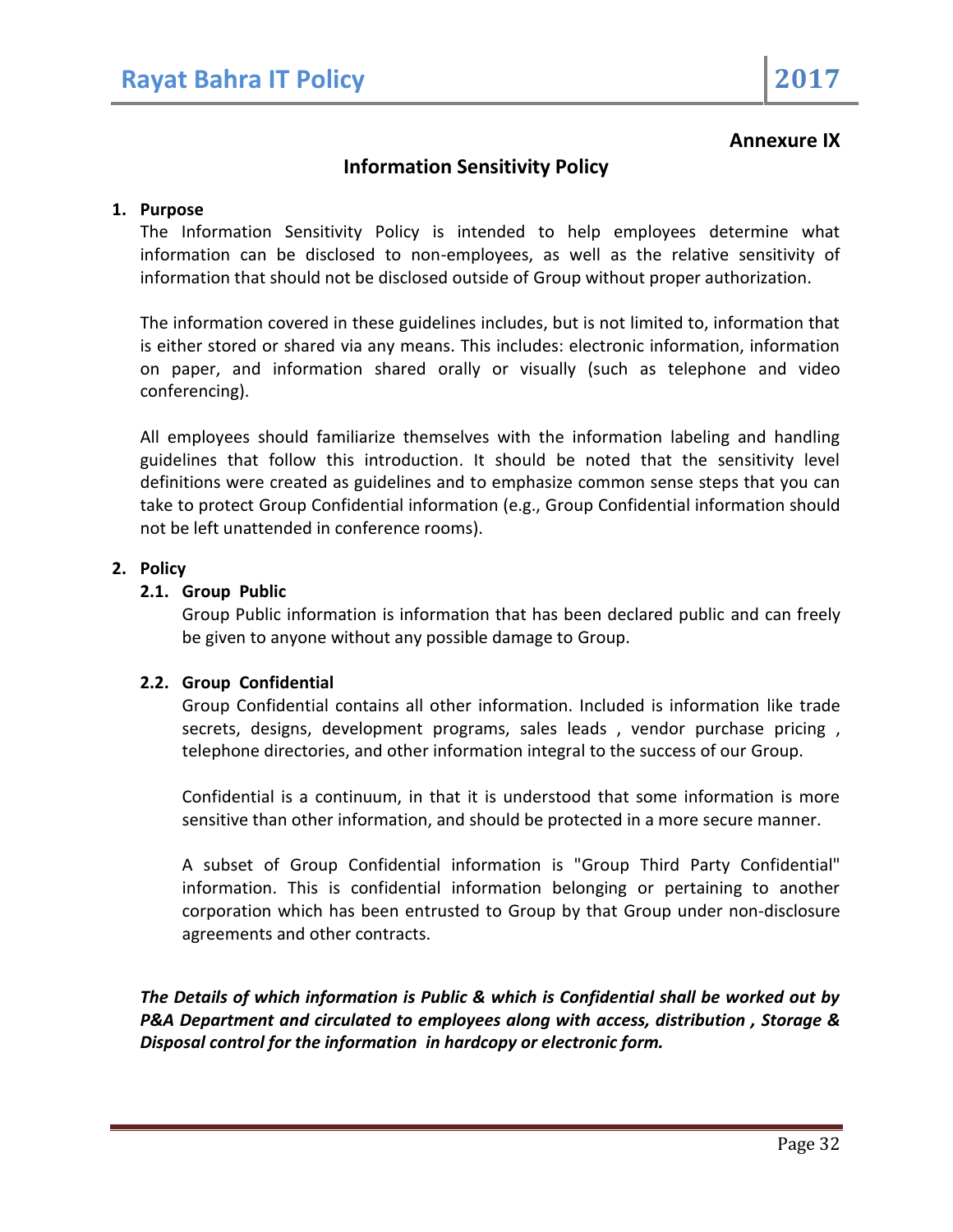**Annexure IX**

## Information Sensitivity Policy

### 1. Purpose

The Information Sensitivity Policy is intended to help employees determine what information can be disclosed to non-employees, as well as the relative sensitivity of information that should not be disclosed outside of Group without proper authorization.

The information covered in these guidelines includes, but is not limited to, information that is either stored or shared via any means. This includes: electronic information, information on paper, and information shared orally or visually (such as telephone and video conferencing).

All employees should familiarize themselves with the information labeling and handling guidelines that follow this introduction. It should be noted that the sensitivity level definitions were created as guidelines and to emphasize common sense steps that you can take to protect Group Confidential information (e.g., Group Confidential information should not be left unattended in conference rooms).

### 2. Policy

#### 2.1. Group Public

Group Public information is information that has been declared public and can freely be given to anyone without any possible damage to Group.

#### 2.2. Group Confidential

Group Confidential contains all other information. Included is information like trade secrets, designs, development programs, sales leads , vendor purchase pricing , telephone directories, and other information integral to the success of our Group.

Confidential is a continuum, in that it is understood that some information is more sensitive than other information, and should be protected in a more secure manner.

A subset of Group Confidential information is "Group Third Party Confidential" information. This is confidential information belonging or pertaining to another corporation which has been entrusted to Group by that Group under non-disclosure agreements and other contracts.

***The Details of which information is Public & which is Confidential shall be worked out by P&A Department and circulated to employees along with access, distribution , Storage & Disposal control for the information in hardcopy or electronic form.***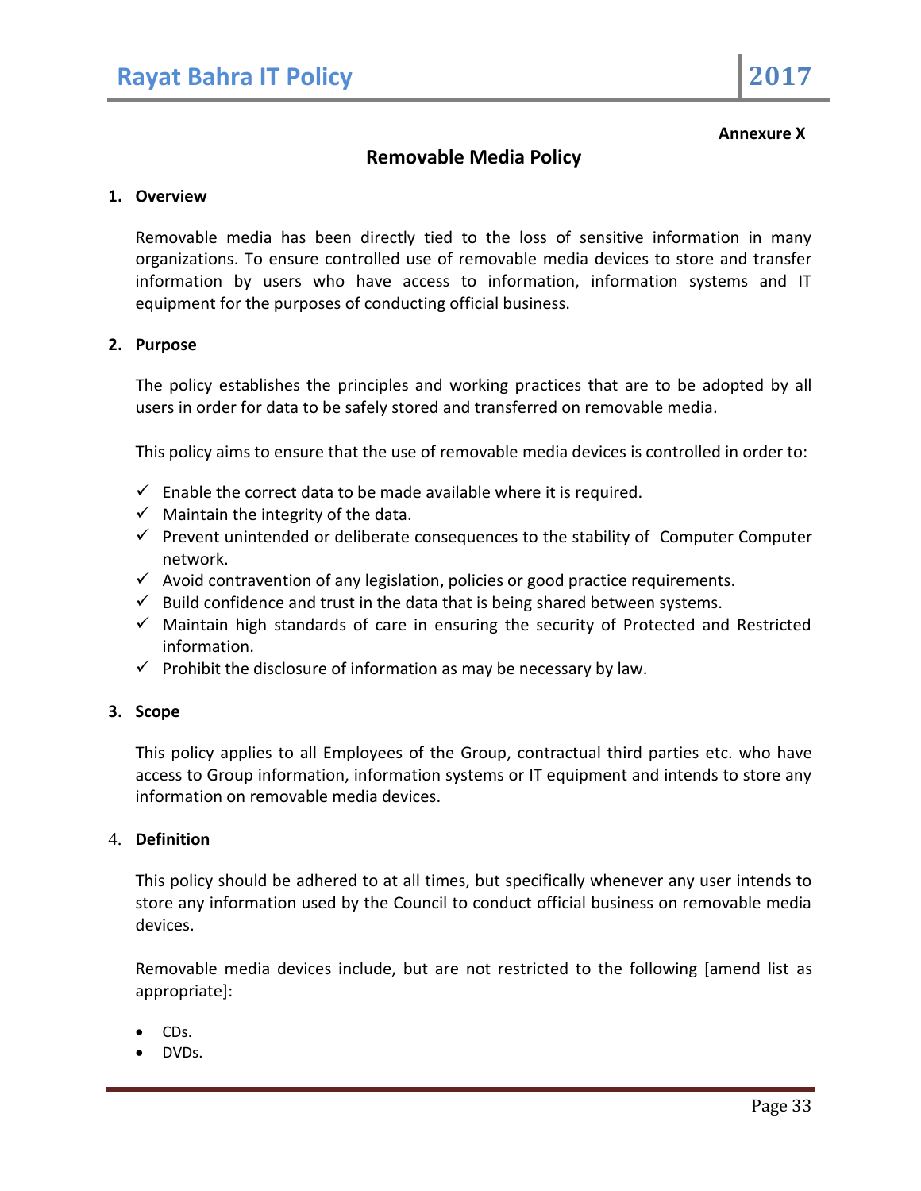**Annexure X**

## Removable Media Policy

### 1. Overview

Removable media has been directly tied to the loss of sensitive information in many organizations. To ensure controlled use of removable media devices to store and transfer information by users who have access to information, information systems and IT equipment for the purposes of conducting official business.

### 2. Purpose

The policy establishes the principles and working practices that are to be adopted by all users in order for data to be safely stored and transferred on removable media.

This policy aims to ensure that the use of removable media devices is controlled in order to:

- ✓ Enable the correct data to be made available where it is required.
- ✓ Maintain the integrity of the data.
- ✓ Prevent unintended or deliberate consequences to the stability of Computer Computer network.
- ✓ Avoid contravention of any legislation, policies or good practice requirements.
- ✓ Build confidence and trust in the data that is being shared between systems.
- ✓ Maintain high standards of care in ensuring the security of Protected and Restricted information.
- ✓ Prohibit the disclosure of information as may be necessary by law.

### 3. Scope

This policy applies to all Employees of the Group, contractual third parties etc. who have access to Group information, information systems or IT equipment and intends to store any information on removable media devices.

### 4. Definition

This policy should be adhered to at all times, but specifically whenever any user intends to store any information used by the Council to conduct official business on removable media devices.

Removable media devices include, but are not restricted to the following [amend list as appropriate]:

- CDs.
- DVDs.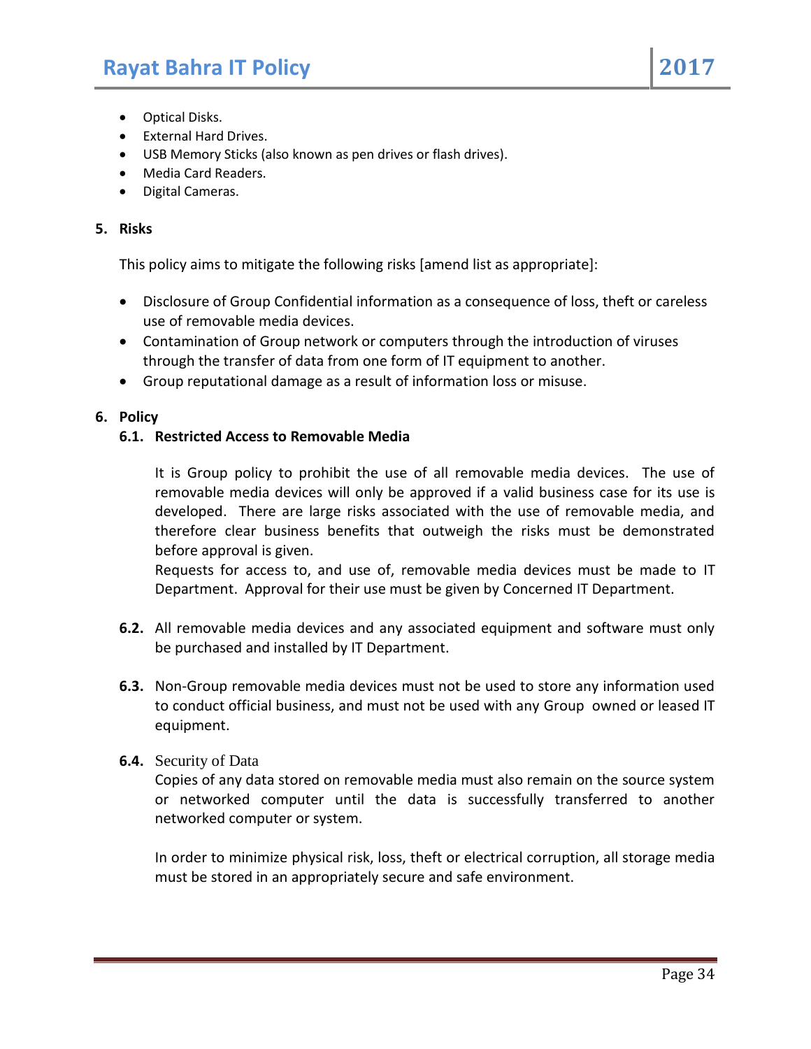- Optical Disks.
- External Hard Drives.
- USB Memory Sticks (also known as pen drives or flash drives).
- Media Card Readers.
- Digital Cameras.

**5. Risks**

This policy aims to mitigate the following risks [amend list as appropriate]:

- Disclosure of Group Confidential information as a consequence of loss, theft or careless use of removable media devices.
- Contamination of Group network or computers through the introduction of viruses through the transfer of data from one form of IT equipment to another.
- Group reputational damage as a result of information loss or misuse.

**6. Policy**

**6.1. Restricted Access to Removable Media**

It is Group policy to prohibit the use of all removable media devices. The use of removable media devices will only be approved if a valid business case for its use is developed. There are large risks associated with the use of removable media, and therefore clear business benefits that outweigh the risks must be demonstrated before approval is given.

Requests for access to, and use of, removable media devices must be made to IT Department. Approval for their use must be given by Concerned IT Department.

**6.2.** All removable media devices and any associated equipment and software must only be purchased and installed by IT Department.

**6.3.** Non-Group removable media devices must not be used to store any information used to conduct official business, and must not be used with any Group owned or leased IT equipment.

**6.4.** Security of Data

Copies of any data stored on removable media must also remain on the source system or networked computer until the data is successfully transferred to another networked computer or system.

In order to minimize physical risk, loss, theft or electrical corruption, all storage media must be stored in an appropriately secure and safe environment.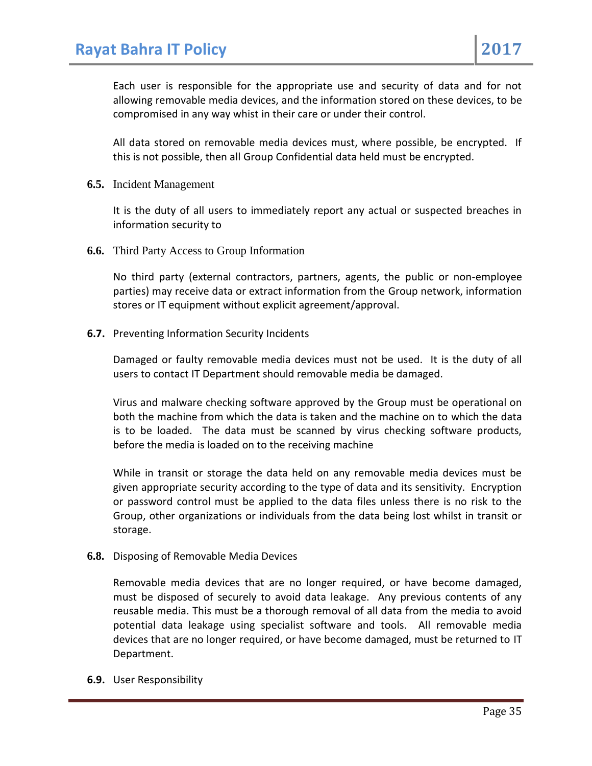Each user is responsible for the appropriate use and security of data and for not allowing removable media devices, and the information stored on these devices, to be compromised in any way whist in their care or under their control.

All data stored on removable media devices must, where possible, be encrypted. If this is not possible, then all Group Confidential data held must be encrypted.

### 6.5. Incident Management

It is the duty of all users to immediately report any actual or suspected breaches in information security to

### 6.6. Third Party Access to Group Information

No third party (external contractors, partners, agents, the public or non-employee parties) may receive data or extract information from the Group network, information stores or IT equipment without explicit agreement/approval.

### 6.7. Preventing Information Security Incidents

Damaged or faulty removable media devices must not be used. It is the duty of all users to contact IT Department should removable media be damaged.

Virus and malware checking software approved by the Group must be operational on both the machine from which the data is taken and the machine on to which the data is to be loaded. The data must be scanned by virus checking software products, before the media is loaded on to the receiving machine

While in transit or storage the data held on any removable media devices must be given appropriate security according to the type of data and its sensitivity. Encryption or password control must be applied to the data files unless there is no risk to the Group, other organizations or individuals from the data being lost whilst in transit or storage.

### 6.8. Disposing of Removable Media Devices

Removable media devices that are no longer required, or have become damaged, must be disposed of securely to avoid data leakage. Any previous contents of any reusable media. This must be a thorough removal of all data from the media to avoid potential data leakage using specialist software and tools. All removable media devices that are no longer required, or have become damaged, must be returned to IT Department.

### 6.9. User Responsibility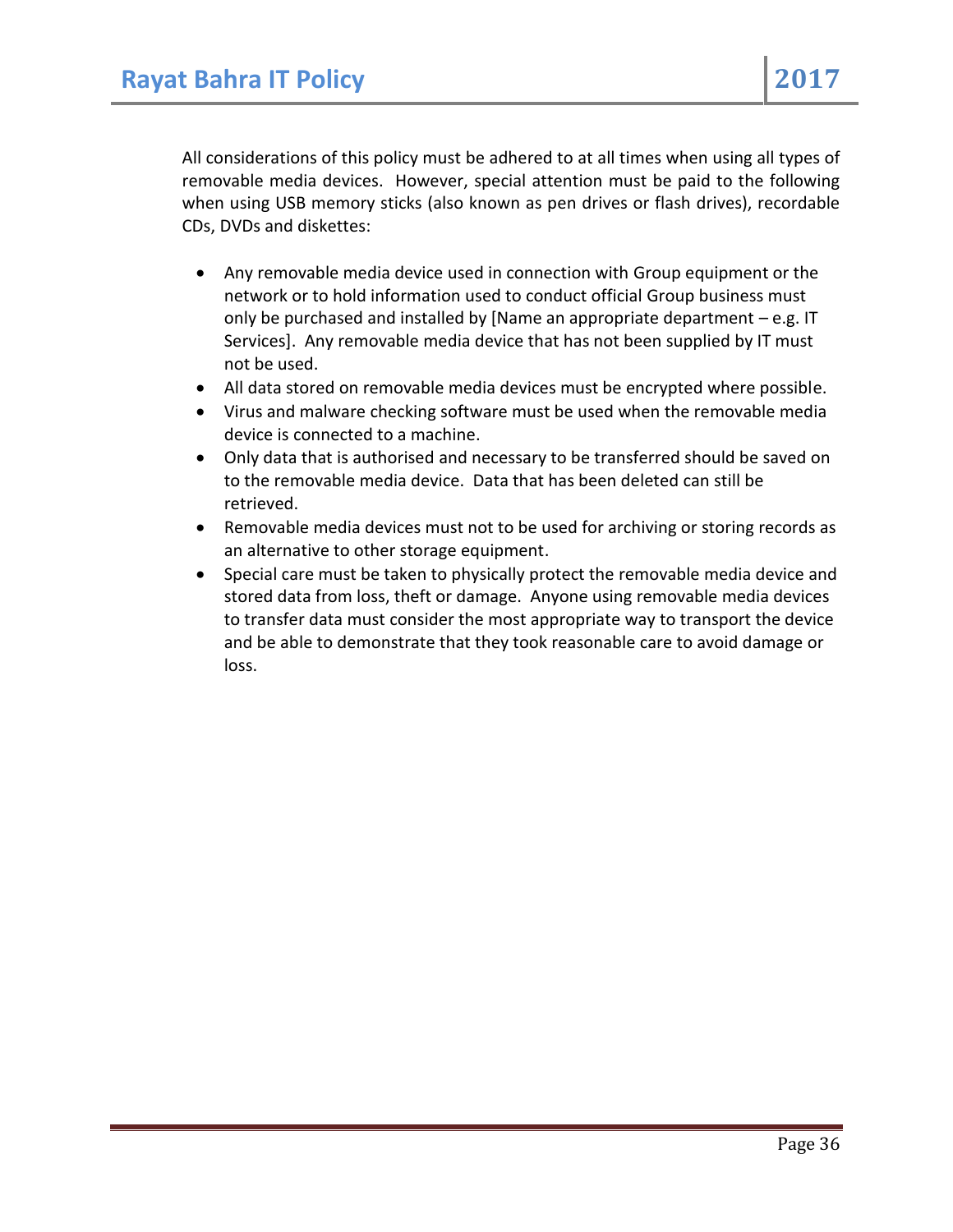All considerations of this policy must be adhered to at all times when using all types of removable media devices. However, special attention must be paid to the following when using USB memory sticks (also known as pen drives or flash drives), recordable CDs, DVDs and diskettes:

- Any removable media device used in connection with Group equipment or the network or to hold information used to conduct official Group business must only be purchased and installed by [Name an appropriate department – e.g. IT Services]. Any removable media device that has not been supplied by IT must not be used.
- All data stored on removable media devices must be encrypted where possible.
- Virus and malware checking software must be used when the removable media device is connected to a machine.
- Only data that is authorised and necessary to be transferred should be saved on to the removable media device. Data that has been deleted can still be retrieved.
- Removable media devices must not to be used for archiving or storing records as an alternative to other storage equipment.
- Special care must be taken to physically protect the removable media device and stored data from loss, theft or damage. Anyone using removable media devices to transfer data must consider the most appropriate way to transport the device and be able to demonstrate that they took reasonable care to avoid damage or loss.